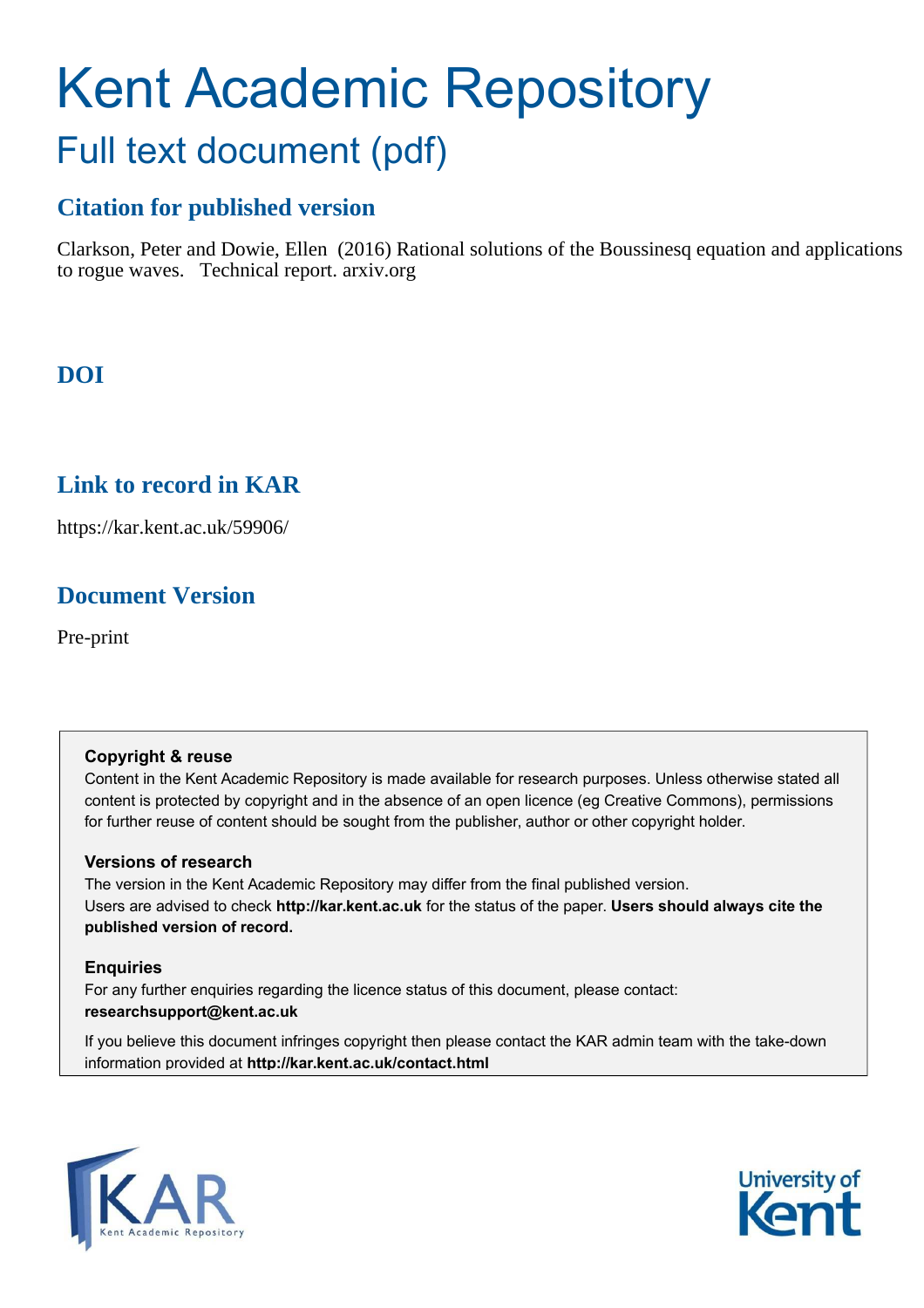# Kent Academic Repository

## Full text document (pdf)

### Citation for published version

Clarkson, Peter and Dowie, Ellen (2016) Rational solutions of the Boussinesq equation and applications to rogue waves. Technical report. arxiv.org

### DOI

### Link to record in KAR

https://kar.kent.ac.uk/59906/

### Document Version

Pre-print

**Copyright & reuse**

Content in the Kent Academic Repository is made available for research purposes. Unless otherwise stated all content is protected by copyright and in the absence of an open licence (eg Creative Commons), permissions for further reuse of content should be sought from the publisher, author or other copyright holder.

**Versions of research**

The version in the Kent Academic Repository may differ from the final published version. Users are advised to check **http://kar.kent.ac.uk** for the status of the paper. **Users should always cite the published version of record.**

**Enquiries**

For any further enquiries regarding the licence status of this document, please contact: **researchsupport@kent.ac.uk**

If you believe this document infringes copyright then please contact the KAR admin team with the take-down information provided at **http://kar.kent.ac.uk/contact.html**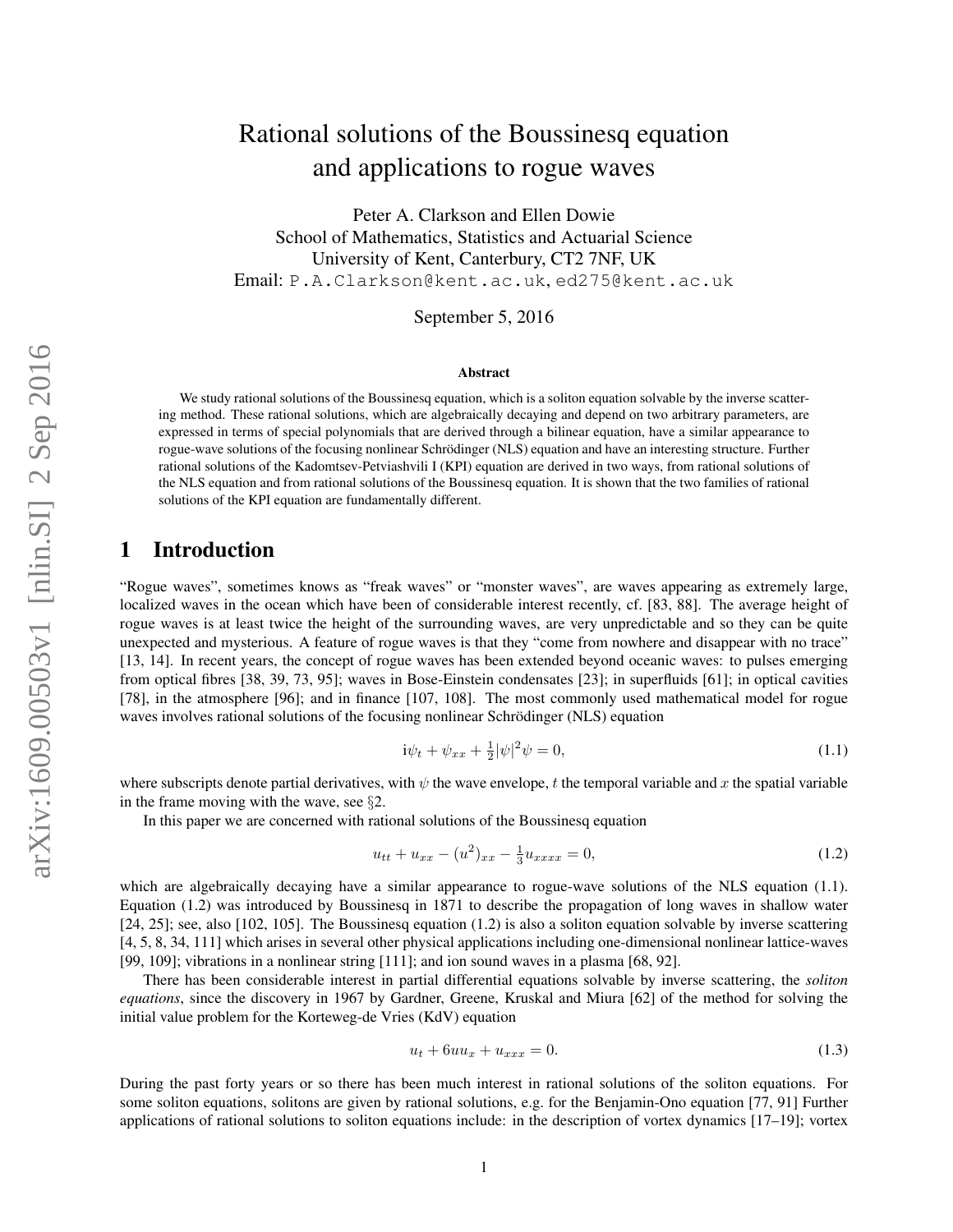# Rational solutions of the Boussinesq equation and applications to rogue waves

Peter A. Clarkson and Ellen Dowie  
School of Mathematics, Statistics and Actuarial Science  
University of Kent, Canterbury, CT2 7NF, UK  
Email: P.A.Clarkson@kent.ac.uk, ed275@kent.ac.uk

September 5, 2016

### Abstract

We study rational solutions of the Boussinesq equation, which is a soliton equation solvable by the inverse scattering method. These rational solutions, which are algebraically decaying and depend on two arbitrary parameters, are expressed in terms of special polynomials that are derived through a bilinear equation, have a similar appearance to rogue-wave solutions of the focusing nonlinear Schrödinger (NLS) equation and have an interesting structure. Further rational solutions of the Kadomtsev-Petviashvili I (KPI) equation are derived in two ways, from rational solutions of the NLS equation and from rational solutions of the Boussinesq equation. It is shown that the two families of rational solutions of the KPI equation are fundamentally different.

## 1 Introduction

"Rogue waves", sometimes knows as "freak waves" or "monster waves", are waves appearing as extremely large, localized waves in the ocean which have been of considerable interest recently, cf. [83, 88]. The average height of rogue waves is at least twice the height of the surrounding waves, are very unpredictable and so they can be quite unexpected and mysterious. A feature of rogue waves is that they "come from nowhere and disappear with no trace" [13, 14]. In recent years, the concept of rogue waves has been extended beyond oceanic waves: to pulses emerging from optical fibres [38, 39, 73, 95]; waves in Bose-Einstein condensates [23]; in superfluids [61]; in optical cavities [78], in the atmosphere [96]; and in finance [107, 108]. The most commonly used mathematical model for rogue waves involves rational solutions of the focusing nonlinear Schrödinger (NLS) equation

$$\mathrm{i}\psi_t + \psi_{xx} + \tfrac{1}{2}|\psi|^2\psi = 0, \tag{1.1}$$

where subscripts denote partial derivatives, with $\psi$ the wave envelope, $t$ the temporal variable and $x$ the spatial variable in the frame moving with the wave, see §2.

In this paper we are concerned with rational solutions of the Boussinesq equation

$$u_{tt} + u_{xx} - (u^2)_{xx} - \tfrac{1}{3}u_{xxxx} = 0, \tag{1.2}$$

which are algebraically decaying have a similar appearance to rogue-wave solutions of the NLS equation (1.1). Equation (1.2) was introduced by Boussinesq in 1871 to describe the propagation of long waves in shallow water [24, 25]; see, also [102, 105]. The Boussinesq equation (1.2) is also a soliton equation solvable by inverse scattering [4, 5, 8, 34, 111] which arises in several other physical applications including one-dimensional nonlinear lattice-waves [99, 109]; vibrations in a nonlinear string [111]; and ion sound waves in a plasma [68, 92].

There has been considerable interest in partial differential equations solvable by inverse scattering, the *soliton equations*, since the discovery in 1967 by Gardner, Greene, Kruskal and Miura [62] of the method for solving the initial value problem for the Korteweg-de Vries (KdV) equation

$$u_t + 6uu_x + u_{xxx} = 0. \tag{1.3}$$

During the past forty years or so there has been much interest in rational solutions of the soliton equations. For some soliton equations, solitons are given by rational solutions, e.g. for the Benjamin-Ono equation [77, 91] Further applications of rational solutions to soliton equations include: in the description of vortex dynamics [17–19]; vortex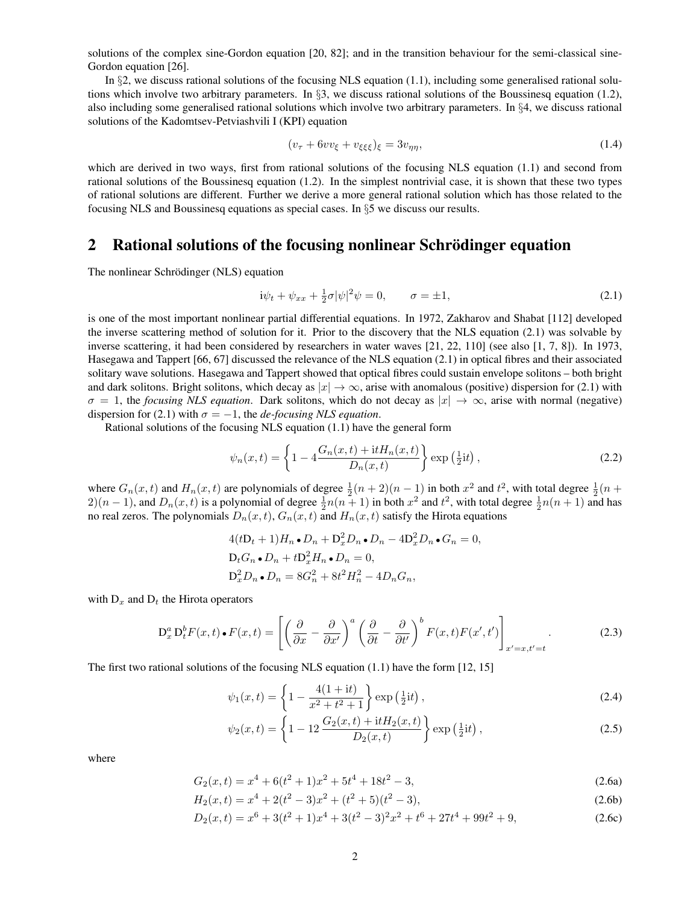solutions of the complex sine-Gordon equation [20, 82]; and in the transition behaviour for the semi-classical sine-Gordon equation [26].

In §2, we discuss rational solutions of the focusing NLS equation (1.1), including some generalised rational solutions which involve two arbitrary parameters. In §3, we discuss rational solutions of the Boussinesq equation (1.2), also including some generalised rational solutions which involve two arbitrary parameters. In §4, we discuss rational solutions of the Kadomtsev-Petviashvili I (KPI) equation

$$(v_\tau + 6vv_\xi + v_{\xi\xi\xi})_\xi = 3v_{\eta\eta}, \tag{1.4}$$

which are derived in two ways, first from rational solutions of the focusing NLS equation (1.1) and second from rational solutions of the Boussinesq equation (1.2). In the simplest nontrivial case, it is shown that these two types of rational solutions are different. Further we derive a more general rational solution which has those related to the focusing NLS and Boussinesq equations as special cases. In §5 we discuss our results.

## 2 Rational solutions of the focusing nonlinear Schrödinger equation

The nonlinear Schrödinger (NLS) equation

$$\mathrm{i}\psi_t + \psi_{xx} + \tfrac{1}{2}\sigma|\psi|^2\psi = 0, \qquad \sigma = \pm 1, \tag{2.1}$$

is one of the most important nonlinear partial differential equations. In 1972, Zakharov and Shabat [112] developed the inverse scattering method of solution for it. Prior to the discovery that the NLS equation (2.1) was solvable by inverse scattering, it had been considered by researchers in water waves [21, 22, 110] (see also [1, 7, 8]). In 1973, Hasegawa and Tappert [66, 67] discussed the relevance of the NLS equation (2.1) in optical fibres and their associated solitary wave solutions. Hasegawa and Tappert showed that optical fibres could sustain envelope solitons – both bright and dark solitons. Bright solitons, which decay as $|x| \to \infty$, arise with anomalous (positive) dispersion for (2.1) with $\sigma = 1$, the *focusing NLS equation*. Dark solitons, which do not decay as $|x| \to \infty$, arise with normal (negative) dispersion for (2.1) with $\sigma = -1$, the *de-focusing NLS equation*.

Rational solutions of the focusing NLS equation (1.1) have the general form

$$\psi_n(x,t) = \left\{1 - 4\frac{G_n(x,t) + \mathrm{i}tH_n(x,t)}{D_n(x,t)}\right\}\exp\left(\tfrac{1}{2}\mathrm{i}t\right), \tag{2.2}$$

where $G_n(x,t)$ and $H_n(x,t)$ are polynomials of degree $\frac{1}{2}(n+2)(n-1)$ in both $x^2$ and $t^2$, with total degree $\frac{1}{2}(n+2)(n-1)$, and $D_n(x,t)$ is a polynomial of degree $\frac{1}{2}n(n+1)$ in both $x^2$ and $t^2$, with total degree $\frac{1}{2}n(n+1)$ and has no real zeros. The polynomials $D_n(x,t)$, $G_n(x,t)$ and $H_n(x,t)$ satisfy the Hirota equations

$$\begin{aligned}
&4(t\mathrm{D}_t + 1)H_n \bullet D_n + \mathrm{D}_x^2 D_n \bullet D_n - 4\mathrm{D}_x^2 D_n \bullet G_n = 0,\\
&\mathrm{D}_t G_n \bullet D_n + t\mathrm{D}_x^2 H_n \bullet D_n = 0,\\
&\mathrm{D}_x^2 D_n \bullet D_n = 8G_n^2 + 8t^2 H_n^2 - 4D_n G_n,
\end{aligned}$$

with $\mathrm{D}_x$ and $\mathrm{D}_t$ the Hirota operators

$$\mathrm{D}_x^a\,\mathrm{D}_t^b F(x,t) \bullet F(x,t) = \left[\left(\frac{\partial}{\partial x} - \frac{\partial}{\partial x'}\right)^a \left(\frac{\partial}{\partial t} - \frac{\partial}{\partial t'}\right)^b F(x,t)F(x',t')\right]_{x'=x,t'=t}. \tag{2.3}$$

The first two rational solutions of the focusing NLS equation (1.1) have the form [12, 15]

$$\psi_1(x,t) = \left\{1 - \frac{4(1+\mathrm{i}t)}{x^2+t^2+1}\right\}\exp\left(\tfrac{1}{2}\mathrm{i}t\right), \tag{2.4}$$

$$\psi_2(x,t) = \left\{1 - 12\,\frac{G_2(x,t) + \mathrm{i}tH_2(x,t)}{D_2(x,t)}\right\}\exp\left(\tfrac{1}{2}\mathrm{i}t\right), \tag{2.5}$$

where

$$G_2(x,t) = x^4 + 6(t^2+1)x^2 + 5t^4 + 18t^2 - 3, \tag{2.6a}$$

$$H_2(x,t) = x^4 + 2(t^2-3)x^2 + (t^2+5)(t^2-3), \tag{2.6b}$$

$$D_2(x,t) = x^6 + 3(t^2+1)x^4 + 3(t^2-3)^2x^2 + t^6 + 27t^4 + 99t^2 + 9, \tag{2.6c}$$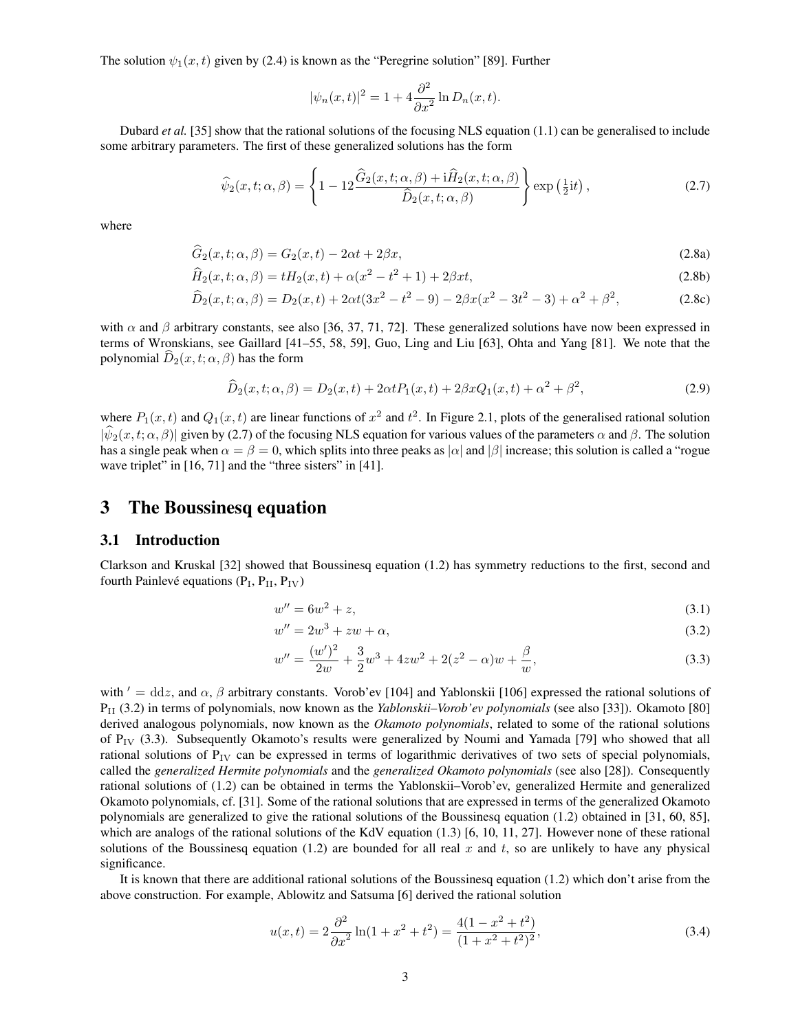The solution $\psi_1(x,t)$ given by (2.4) is known as the "Peregrine solution" [89]. Further

$$|\psi_n(x,t)|^2 = 1 + 4\frac{\partial^2}{\partial x^2}\ln D_n(x,t).$$

Dubard *et al.* [35] show that the rational solutions of the focusing NLS equation (1.1) can be generalised to include some arbitrary parameters. The first of these generalized solutions has the form

$$\widehat{\psi}_2(x,t;\alpha,\beta) = \left\{1 - 12\frac{\widehat{G}_2(x,t;\alpha,\beta) + \mathrm{i}\widehat{H}_2(x,t;\alpha,\beta)}{\widehat{D}_2(x,t;\alpha,\beta)}\right\}\exp\left(\tfrac{1}{2}\mathrm{i}t\right), \tag{2.7}$$

where

$$\widehat{G}_2(x,t;\alpha,\beta) = G_2(x,t) - 2\alpha t + 2\beta x, \tag{2.8a}$$

$$\widehat{H}_2(x,t;\alpha,\beta) = tH_2(x,t) + \alpha(x^2 - t^2 + 1) + 2\beta xt, \tag{2.8b}$$

$$\widehat{D}_2(x,t;\alpha,\beta) = D_2(x,t) + 2\alpha t(3x^2 - t^2 - 9) - 2\beta x(x^2 - 3t^2 - 3) + \alpha^2 + \beta^2, \tag{2.8c}$$

with $\alpha$ and $\beta$ arbitrary constants, see also [36, 37, 71, 72]. These generalized solutions have now been expressed in terms of Wronskians, see Gaillard [41–55, 58, 59], Guo, Ling and Liu [63], Ohta and Yang [81]. We note that the polynomial $\widehat{D}_2(x,t;\alpha,\beta)$ has the form

$$\widehat{D}_2(x,t;\alpha,\beta) = D_2(x,t) + 2\alpha t P_1(x,t) + 2\beta x Q_1(x,t) + \alpha^2 + \beta^2, \tag{2.9}$$

where $P_1(x,t)$ and $Q_1(x,t)$ are linear functions of $x^2$ and $t^2$. In Figure 2.1, plots of the generalised rational solution $|\widehat{\psi}_2(x,t;\alpha,\beta)|$ given by (2.7) of the focusing NLS equation for various values of the parameters $\alpha$ and $\beta$. The solution has a single peak when $\alpha = \beta = 0$, which splits into three peaks as $|\alpha|$ and $|\beta|$ increase; this solution is called a "rogue wave triplet" in [16, 71] and the "three sisters" in [41].

# 3 The Boussinesq equation

## 3.1 Introduction

Clarkson and Kruskal [32] showed that Boussinesq equation (1.2) has symmetry reductions to the first, second and fourth Painlevé equations ($\mathrm{P_I}$, $\mathrm{P_{II}}$, $\mathrm{P_{IV}}$)

$$w'' = 6w^2 + z, \tag{3.1}$$

$$w'' = 2w^3 + zw + \alpha, \tag{3.2}$$

$$w'' = \frac{(w')^2}{2w} + \frac{3}{2}w^3 + 4zw^2 + 2(z^2 - \alpha)w + \frac{\beta}{w}, \tag{3.3}$$

with $' = \mathrm{d}\mathrm{d}z$, and $\alpha$, $\beta$ arbitrary constants. Vorob'ev [104] and Yablonskii [106] expressed the rational solutions of $\mathrm{P_{II}}$ (3.2) in terms of polynomials, now known as the *Yablonskii–Vorob'ev polynomials* (see also [33]). Okamoto [80] derived analogous polynomials, now known as the *Okamoto polynomials*, related to some of the rational solutions of $\mathrm{P_{IV}}$ (3.3). Subsequently Okamoto's results were generalized by Noumi and Yamada [79] who showed that all rational solutions of $\mathrm{P_{IV}}$ can be expressed in terms of logarithmic derivatives of two sets of special polynomials, called the *generalized Hermite polynomials* and the *generalized Okamoto polynomials* (see also [28]). Consequently rational solutions of (1.2) can be obtained in terms the Yablonskii–Vorob'ev, generalized Hermite and generalized Okamoto polynomials, cf. [31]. Some of the rational solutions that are expressed in terms of the generalized Okamoto polynomials are generalized to give the rational solutions of the Boussinesq equation (1.2) obtained in [31, 60, 85], which are analogs of the rational solutions of the KdV equation (1.3) [6, 10, 11, 27]. However none of these rational solutions of the Boussinesq equation (1.2) are bounded for all real $x$ and $t$, so are unlikely to have any physical significance.

It is known that there are additional rational solutions of the Boussinesq equation (1.2) which don't arise from the above construction. For example, Ablowitz and Satsuma [6] derived the rational solution

$$u(x,t) = 2\frac{\partial^2}{\partial x^2}\ln(1 + x^2 + t^2) = \frac{4(1 - x^2 + t^2)}{(1 + x^2 + t^2)^2}, \tag{3.4}$$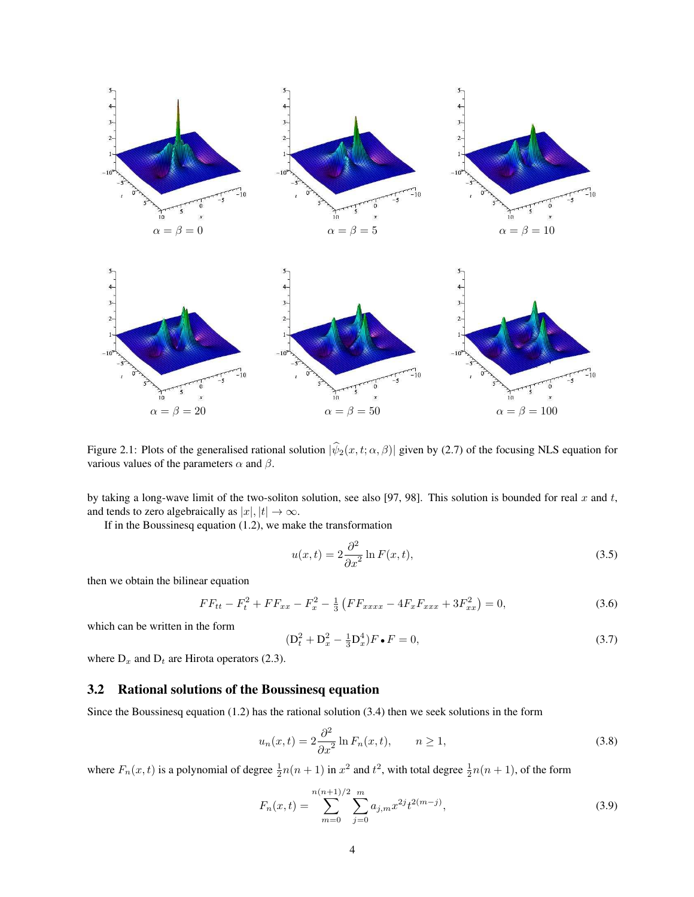Figure 2.1: Plots of the generalised rational solution $|\widehat{\psi}_2(x,t;\alpha,\beta)|$ given by (2.7) of the focusing NLS equation for various values of the parameters $\alpha$ and $\beta$.

by taking a long-wave limit of the two-soliton solution, see also [97, 98]. This solution is bounded for real $x$ and $t$, and tends to zero algebraically as $|x|, |t| \to \infty$.

If in the Boussinesq equation (1.2), we make the transformation

$$u(x,t) = 2\frac{\partial^2}{\partial x^2} \ln F(x,t), \tag{3.5}$$

then we obtain the bilinear equation

$$FF_{tt} - F_t^2 + FF_{xx} - F_x^2 - \tfrac{1}{3}\left(FF_{xxxx} - 4F_xF_{xxx} + 3F_{xx}^2\right) = 0, \tag{3.6}$$

which can be written in the form

$$(\mathrm{D}_t^2 + \mathrm{D}_x^2 - \tfrac{1}{3}\mathrm{D}_x^4)F \bullet F = 0, \tag{3.7}$$

where $\mathrm{D}_x$ and $\mathrm{D}_t$ are Hirota operators (2.3).

## 3.2 Rational solutions of the Boussinesq equation

Since the Boussinesq equation (1.2) has the rational solution (3.4) then we seek solutions in the form

$$u_n(x,t) = 2\frac{\partial^2}{\partial x^2} \ln F_n(x,t), \qquad n \geq 1, \tag{3.8}$$

where $F_n(x,t)$ is a polynomial of degree $\frac{1}{2}n(n+1)$ in $x^2$ and $t^2$, with total degree $\frac{1}{2}n(n+1)$, of the form

$$F_n(x,t) = \sum_{m=0}^{n(n+1)/2} \sum_{j=0}^{m} a_{j,m} x^{2j} t^{2(m-j)}, \tag{3.9}$$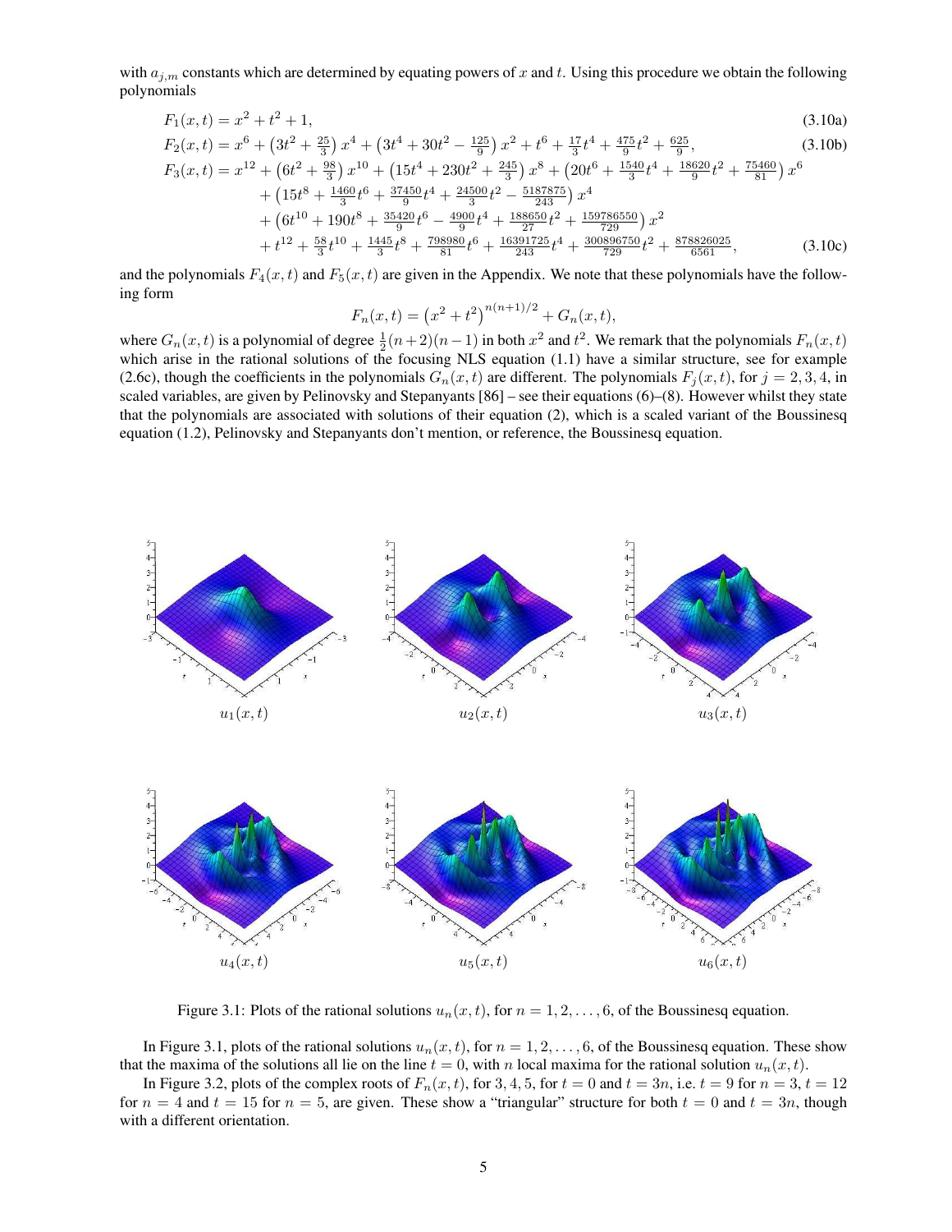with $a_{j,m}$ constants which are determined by equating powers of $x$ and $t$. Using this procedure we obtain the following polynomials

$$F_1(x,t) = x^2 + t^2 + 1, \tag{3.10a}$$

$$F_2(x,t) = x^6 + \left(3t^2 + \tfrac{25}{3}\right)x^4 + \left(3t^4 + 30t^2 - \tfrac{125}{9}\right)x^2 + t^6 + \tfrac{17}{3}t^4 + \tfrac{475}{9}t^2 + \tfrac{625}{9}, \tag{3.10b}$$

$$\begin{aligned} F_3(x,t) = x^{12} &+ \left(6t^2 + \tfrac{98}{3}\right)x^{10} + \left(15t^4 + 230t^2 + \tfrac{245}{3}\right)x^8 + \left(20t^6 + \tfrac{1540}{3}t^4 + \tfrac{18620}{9}t^2 + \tfrac{75460}{81}\right)x^6 \\ &+ \left(15t^8 + \tfrac{1460}{3}t^6 + \tfrac{37450}{9}t^4 + \tfrac{24500}{3}t^2 - \tfrac{5187875}{243}\right)x^4 \\ &+ \left(6t^{10} + 190t^8 + \tfrac{35420}{9}t^6 - \tfrac{4900}{9}t^4 + \tfrac{188650}{27}t^2 + \tfrac{159786550}{729}\right)x^2 \\ &+ t^{12} + \tfrac{58}{3}t^{10} + \tfrac{1445}{3}t^8 + \tfrac{798980}{81}t^6 + \tfrac{16391725}{243}t^4 + \tfrac{300896750}{729}t^2 + \tfrac{878826025}{6561}, \end{aligned} \tag{3.10c}$$

and the polynomials $F_4(x,t)$ and $F_5(x,t)$ are given in the Appendix. We note that these polynomials have the following form

$$F_n(x,t) = \left(x^2 + t^2\right)^{n(n+1)/2} + G_n(x,t),$$

where $G_n(x,t)$ is a polynomial of degree $\frac{1}{2}(n+2)(n-1)$ in both $x^2$ and $t^2$. We remark that the polynomials $F_n(x,t)$ which arise in the rational solutions of the focusing NLS equation (1.1) have a similar structure, see for example (2.6c), though the coefficients in the polynomials $G_n(x,t)$ are different. The polynomials $F_j(x,t)$, for $j = 2,3,4$, in scaled variables, are given by Pelinovsky and Stepanyants [86] – see their equations (6)–(8). However whilst they state that the polynomials are associated with solutions of their equation (2), which is a scaled variant of the Boussinesq equation (1.2), Pelinovsky and Stepanyants don't mention, or reference, the Boussinesq equation.

Figure 3.1: Plots of the rational solutions $u_n(x,t)$, for $n = 1,2,\ldots,6$, of the Boussinesq equation.

In Figure 3.1, plots of the rational solutions $u_n(x,t)$, for $n = 1,2,\ldots,6$, of the Boussinesq equation. These show that the maxima of the solutions all lie on the line $t = 0$, with $n$ local maxima for the rational solution $u_n(x,t)$.

In Figure 3.2, plots of the complex roots of $F_n(x,t)$, for $3,4,5$, for $t = 0$ and $t = 3n$, i.e. $t = 9$ for $n = 3$, $t = 12$ for $n = 4$ and $t = 15$ for $n = 5$, are given. These show a "triangular" structure for both $t = 0$ and $t = 3n$, though with a different orientation.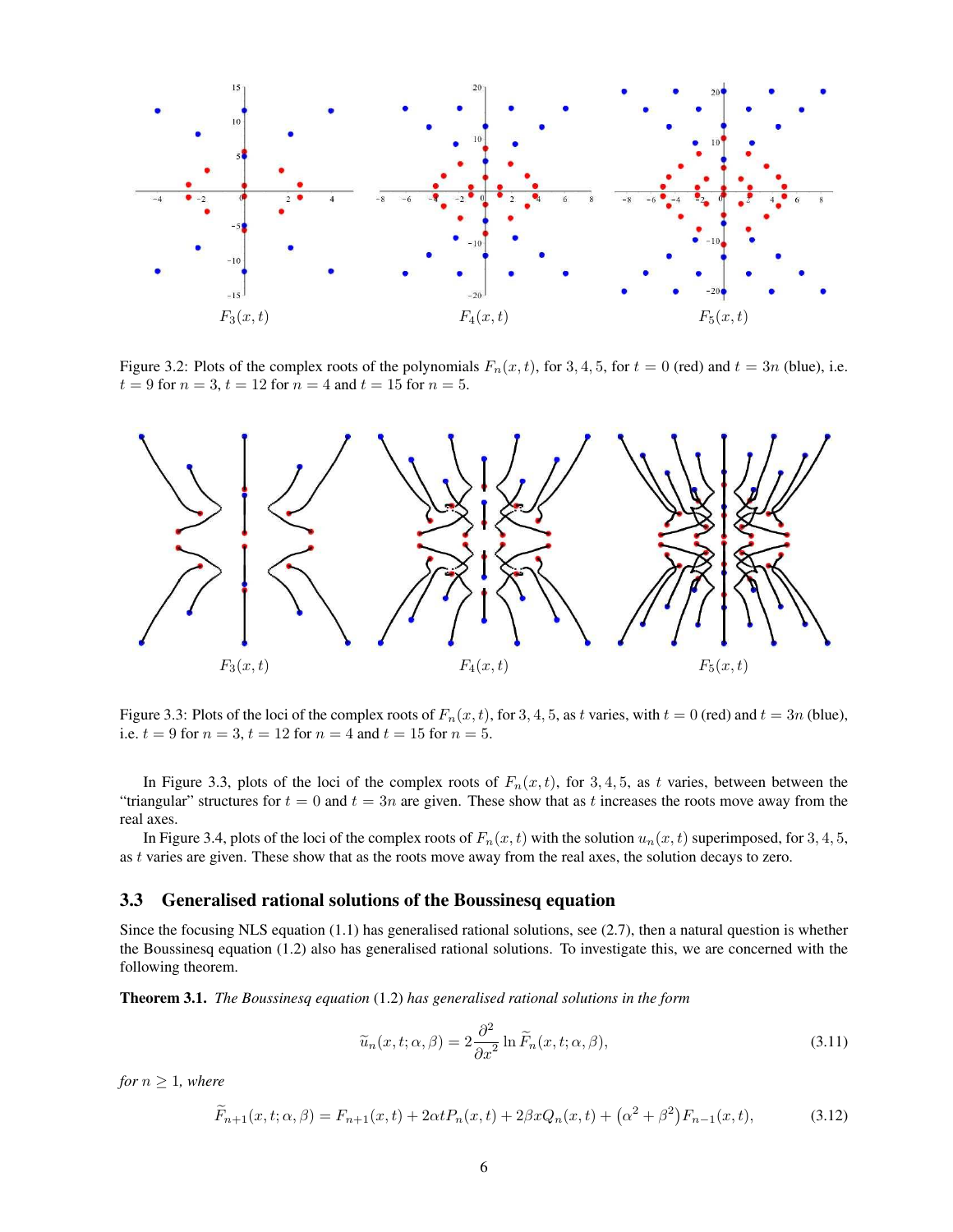Figure 3.2: Plots of the complex roots of the polynomials $F_n(x,t)$, for 3, 4, 5, for $t = 0$ (red) and $t = 3n$ (blue), i.e. $t = 9$ for $n = 3$, $t = 12$ for $n = 4$ and $t = 15$ for $n = 5$.

Figure 3.3: Plots of the loci of the complex roots of $F_n(x,t)$, for 3, 4, 5, as $t$ varies, with $t = 0$ (red) and $t = 3n$ (blue), i.e. $t = 9$ for $n = 3$, $t = 12$ for $n = 4$ and $t = 15$ for $n = 5$.

In Figure 3.3, plots of the loci of the complex roots of $F_n(x,t)$, for 3, 4, 5, as $t$ varies, between between the "triangular" structures for $t = 0$ and $t = 3n$ are given. These show that as $t$ increases the roots move away from the real axes.

In Figure 3.4, plots of the loci of the complex roots of $F_n(x,t)$ with the solution $u_n(x,t)$ superimposed, for 3, 4, 5, as $t$ varies are given. These show that as the roots move away from the real axes, the solution decays to zero.

## 3.3 Generalised rational solutions of the Boussinesq equation

Since the focusing NLS equation (1.1) has generalised rational solutions, see (2.7), then a natural question is whether the Boussinesq equation (1.2) also has generalised rational solutions. To investigate this, we are concerned with the following theorem.

**Theorem 3.1.** *The Boussinesq equation* (1.2) *has generalised rational solutions in the form*

$$\widetilde{u}_n(x,t;\alpha,\beta) = 2\frac{\partial^2}{\partial x^2}\ln \widetilde{F}_n(x,t;\alpha,\beta), \tag{3.11}$$

*for $n \geq 1$, where*

$$\widetilde{F}_{n+1}(x,t;\alpha,\beta) = F_{n+1}(x,t) + 2\alpha t P_n(x,t) + 2\beta x Q_n(x,t) + \left(\alpha^2+\beta^2\right)F_{n-1}(x,t), \tag{3.12}$$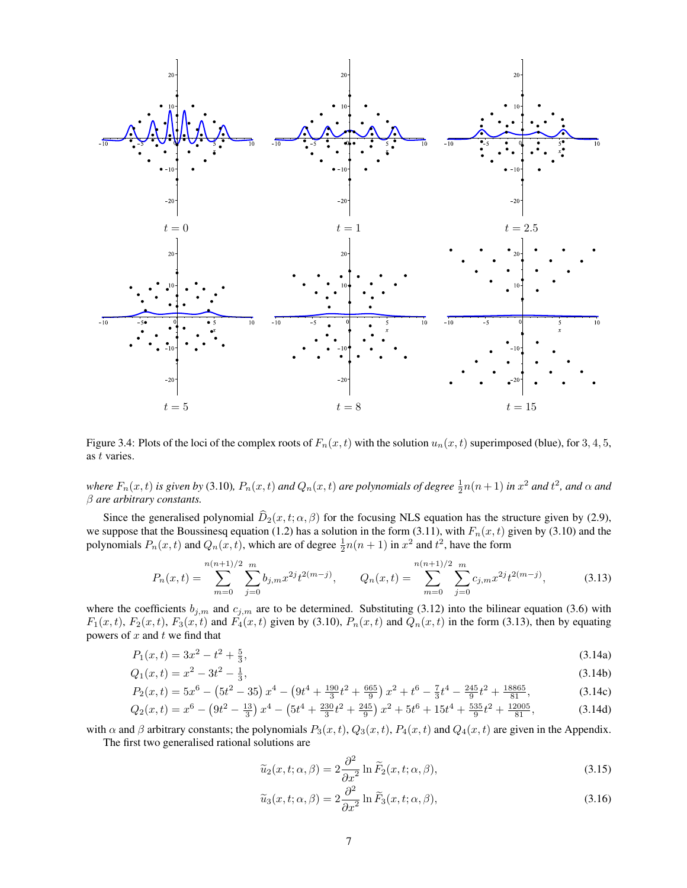Figure 3.4: Plots of the loci of the complex roots of $F_n(x,t)$ with the solution $u_n(x,t)$ superimposed (blue), for $3, 4, 5$, as $t$ varies.

*where $F_n(x,t)$ is given by* (3.10)*, $P_n(x,t)$ and $Q_n(x,t)$ are polynomials of degree $\frac{1}{2}n(n+1)$ in $x^2$ and $t^2$, and $\alpha$ and $\beta$ are arbitrary constants.*

Since the generalised polynomial $\widehat{D}_2(x,t;\alpha,\beta)$ for the focusing NLS equation has the structure given by (2.9), we suppose that the Boussinesq equation (1.2) has a solution in the form (3.11), with $F_n(x,t)$ given by (3.10) and the polynomials $P_n(x,t)$ and $Q_n(x,t)$, which are of degree $\frac{1}{2}n(n+1)$ in $x^2$ and $t^2$, have the form

$$P_n(x,t) = \sum_{m=0}^{n(n+1)/2} \sum_{j=0}^{m} b_{j,m} x^{2j} t^{2(m-j)}, \qquad Q_n(x,t) = \sum_{m=0}^{n(n+1)/2} \sum_{j=0}^{m} c_{j,m} x^{2j} t^{2(m-j)}, \tag{3.13}$$

where the coefficients $b_{j,m}$ and $c_{j,m}$ are to be determined. Substituting (3.12) into the bilinear equation (3.6) with $F_1(x,t)$, $F_2(x,t)$, $F_3(x,t)$ and $F_4(x,t)$ given by (3.10), $P_n(x,t)$ and $Q_n(x,t)$ in the form (3.13), then by equating powers of $x$ and $t$ we find that

$$P_1(x,t) = 3x^2 - t^2 + \tfrac{5}{3}, \tag{3.14a}$$

$$Q_1(x,t) = x^2 - 3t^2 - \tfrac{1}{3}, \tag{3.14b}$$

$$P_2(x,t) = 5x^6 - \left(5t^2 - 35\right)x^4 - \left(9t^4 + \tfrac{190}{3}t^2 + \tfrac{665}{9}\right)x^2 + t^6 - \tfrac{7}{3}t^4 - \tfrac{245}{9}t^2 + \tfrac{18865}{81}, \tag{3.14c}$$

$$Q_2(x,t) = x^6 - \left(9t^2 - \tfrac{13}{3}\right)x^4 - \left(5t^4 + \tfrac{230}{3}t^2 + \tfrac{245}{9}\right)x^2 + 5t^6 + 15t^4 + \tfrac{535}{9}t^2 + \tfrac{12005}{81}, \tag{3.14d}$$

with $\alpha$ and $\beta$ arbitrary constants; the polynomials $P_3(x,t)$, $Q_3(x,t)$, $P_4(x,t)$ and $Q_4(x,t)$ are given in the Appendix.

The first two generalised rational solutions are

$$\widetilde{u}_2(x,t;\alpha,\beta) = 2\frac{\partial^2}{\partial x^2} \ln \widetilde{F}_2(x,t;\alpha,\beta), \tag{3.15}$$

$$\widetilde{u}_3(x,t;\alpha,\beta) = 2\frac{\partial^2}{\partial x^2} \ln \widetilde{F}_3(x,t;\alpha,\beta), \tag{3.16}$$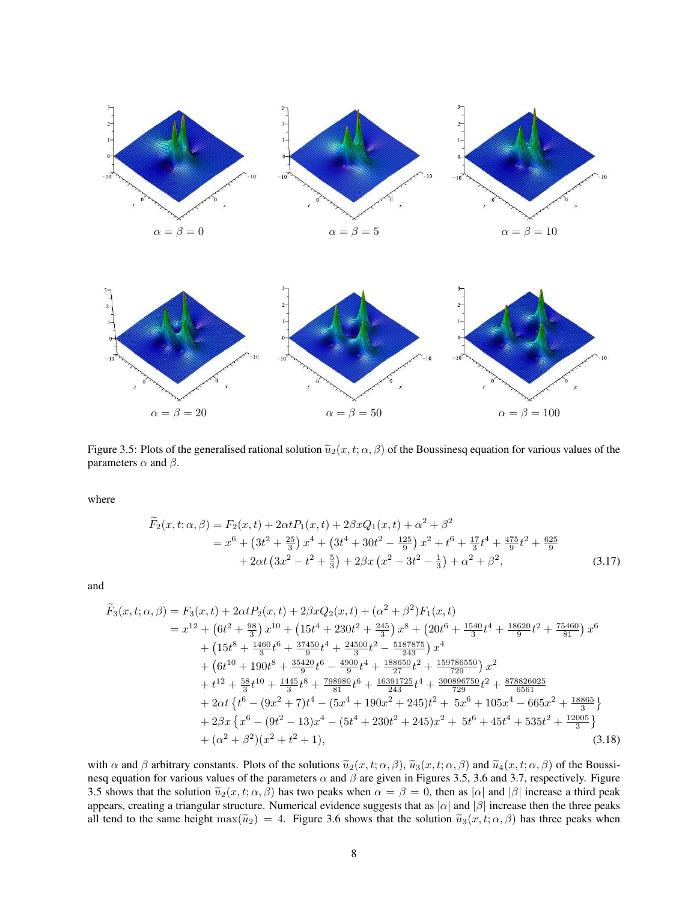$\alpha = \beta = 0$ $\alpha = \beta = 5$ $\alpha = \beta = 10$

$\alpha = \beta = 20$ $\alpha = \beta = 50$ $\alpha = \beta = 100$

Figure 3.5: Plots of the generalised rational solution $\widetilde{u}_2(x, t; \alpha, \beta)$ of the Boussinesq equation for various values of the parameters $\alpha$ and $\beta$.

where

$$
\begin{aligned}
\widetilde{F}_2(x, t; \alpha, \beta) &= F_2(x, t) + 2\alpha t P_1(x, t) + 2\beta x Q_1(x, t) + \alpha^2 + \beta^2 \\
&= x^6 + \left(3t^2 + \tfrac{25}{3}\right) x^4 + \left(3t^4 + 30t^2 - \tfrac{125}{9}\right) x^2 + t^6 + \tfrac{17}{3}t^4 + \tfrac{475}{9}t^2 + \tfrac{625}{9} \\
&\quad + 2\alpha t \left(3x^2 - t^2 + \tfrac{5}{3}\right) + 2\beta x \left(x^2 - 3t^2 - \tfrac{1}{3}\right) + \alpha^2 + \beta^2,
\end{aligned}
\tag{3.17}
$$

and

$$
\begin{aligned}
\widetilde{F}_3(x, t; \alpha, \beta) &= F_3(x, t) + 2\alpha t P_2(x, t) + 2\beta x Q_2(x, t) + (\alpha^2 + \beta^2) F_1(x, t) \\
&= x^{12} + \left(6t^2 + \tfrac{98}{3}\right) x^{10} + \left(15t^4 + 230t^2 + \tfrac{245}{3}\right) x^8 + \left(20t^6 + \tfrac{1540}{3}t^4 + \tfrac{18620}{9}t^2 + \tfrac{75460}{81}\right) x^6 \\
&\quad + \left(15t^8 + \tfrac{1460}{3}t^6 + \tfrac{37450}{9}t^4 + \tfrac{24500}{3}t^2 - \tfrac{5187875}{243}\right) x^4 \\
&\quad + \left(6t^{10} + 190t^8 + \tfrac{35420}{9}t^6 - \tfrac{4900}{9}t^4 + \tfrac{188650}{27}t^2 + \tfrac{159786550}{729}\right) x^2 \\
&\quad + t^{12} + \tfrac{58}{3}t^{10} + \tfrac{1445}{3}t^8 + \tfrac{798980}{81}t^6 + \tfrac{16391725}{243}t^4 + \tfrac{300896750}{729}t^2 + \tfrac{878826025}{6561} \\
&\quad + 2\alpha t \left\{ t^6 - (9x^2 + 7)t^4 - (5x^4 + 190x^2 + 245)t^2 + 5x^6 + 105x^4 - 665x^2 + \tfrac{18865}{3} \right\} \\
&\quad + 2\beta x \left\{ x^6 - (9t^2 - 13)x^4 - (5t^4 + 230t^2 + 245)x^2 + 5t^6 + 45t^4 + 535t^2 + \tfrac{12005}{3} \right\} \\
&\quad + (\alpha^2 + \beta^2)(x^2 + t^2 + 1),
\end{aligned}
\tag{3.18}
$$

with $\alpha$ and $\beta$ arbitrary constants. Plots of the solutions $\widetilde{u}_2(x, t; \alpha, \beta)$, $\widetilde{u}_3(x, t; \alpha, \beta)$ and $\widetilde{u}_4(x, t; \alpha, \beta)$ of the Boussinesq equation for various values of the parameters $\alpha$ and $\beta$ are given in Figures 3.5, 3.6 and 3.7, respectively. Figure 3.5 shows that the solution $\widetilde{u}_2(x, t; \alpha, \beta)$ has two peaks when $\alpha = \beta = 0$, then as $|\alpha|$ and $|\beta|$ increase a third peak appears, creating a triangular structure. Numerical evidence suggests that as $|\alpha|$ and $|\beta|$ increase then the three peaks all tend to the same height $\max(\widetilde{u}_2) = 4$. Figure 3.6 shows that the solution $\widetilde{u}_3(x, t; \alpha, \beta)$ has three peaks when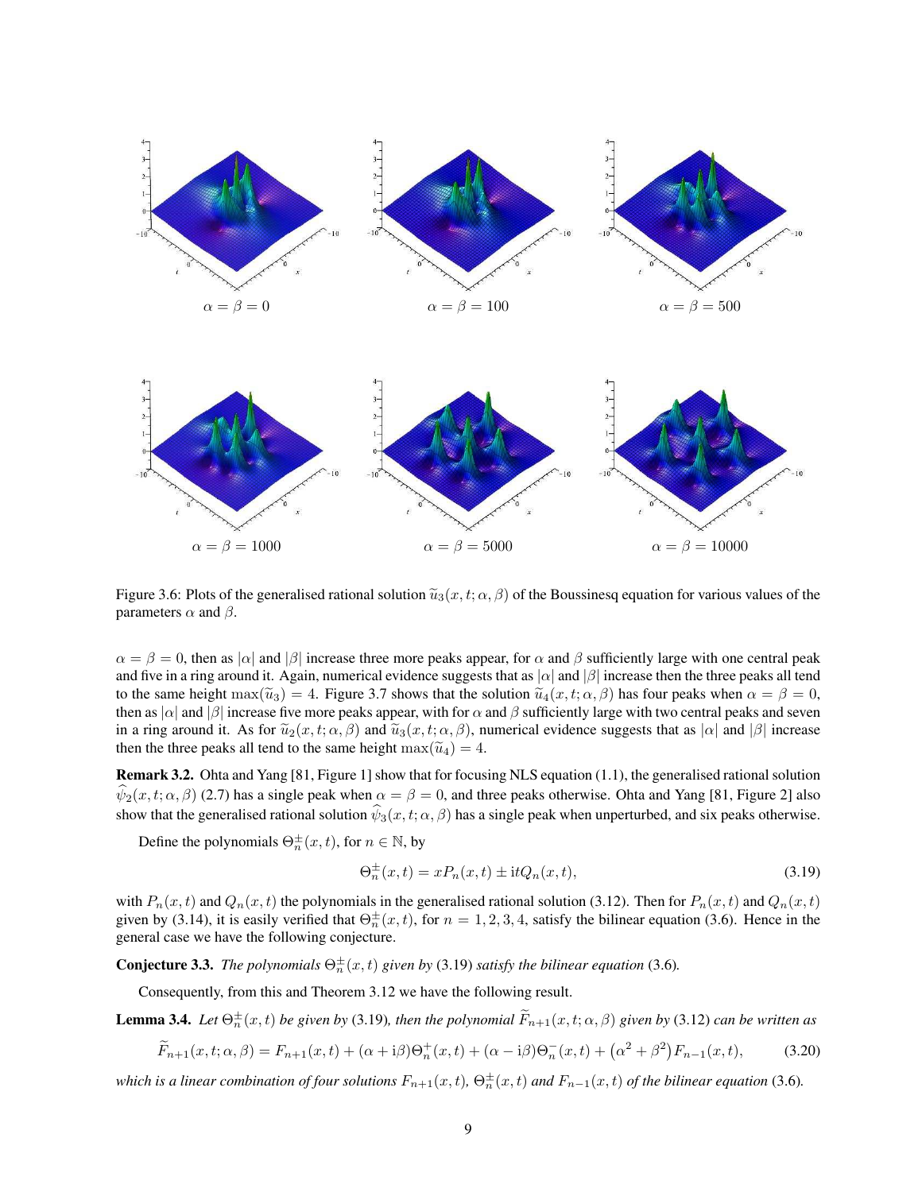$\alpha = \beta = 0$ $\alpha = \beta = 100$ $\alpha = \beta = 500$

$\alpha = \beta = 1000$ $\alpha = \beta = 5000$ $\alpha = \beta = 10000$

Figure 3.6: Plots of the generalised rational solution $\widetilde{u}_3(x, t; \alpha, \beta)$ of the Boussinesq equation for various values of the parameters $\alpha$ and $\beta$.

$\alpha = \beta = 0$, then as $|\alpha|$ and $|\beta|$ increase three more peaks appear, for $\alpha$ and $\beta$ sufficiently large with one central peak and five in a ring around it. Again, numerical evidence suggests that as $|\alpha|$ and $|\beta|$ increase then the three peaks all tend to the same height $\max(\widetilde{u}_3) = 4$. Figure 3.7 shows that the solution $\widetilde{u}_4(x, t; \alpha, \beta)$ has four peaks when $\alpha = \beta = 0$, then as $|\alpha|$ and $|\beta|$ increase five more peaks appear, with for $\alpha$ and $\beta$ sufficiently large with two central peaks and seven in a ring around it. As for $\widetilde{u}_2(x, t; \alpha, \beta)$ and $\widetilde{u}_3(x, t; \alpha, \beta)$, numerical evidence suggests that as $|\alpha|$ and $|\beta|$ increase then the three peaks all tend to the same height $\max(\widetilde{u}_4) = 4$.

**Remark 3.2.** Ohta and Yang [81, Figure 1] show that for focusing NLS equation (1.1), the generalised rational solution $\widehat{\psi}_2(x, t; \alpha, \beta)$ (2.7) has a single peak when $\alpha = \beta = 0$, and three peaks otherwise. Ohta and Yang [81, Figure 2] also show that the generalised rational solution $\widehat{\psi}_3(x, t; \alpha, \beta)$ has a single peak when unperturbed, and six peaks otherwise.

Define the polynomials $\Theta_n^{\pm}(x, t)$, for $n \in \mathbb{N}$, by

$$\Theta_n^{\pm}(x, t) = xP_n(x, t) \pm \mathrm{i}tQ_n(x, t), \tag{3.19}$$

with $P_n(x, t)$ and $Q_n(x, t)$ the polynomials in the generalised rational solution (3.12). Then for $P_n(x, t)$ and $Q_n(x, t)$ given by (3.14), it is easily verified that $\Theta_n^{\pm}(x, t)$, for $n = 1, 2, 3, 4$, satisfy the bilinear equation (3.6). Hence in the general case we have the following conjecture.

**Conjecture 3.3.** *The polynomials $\Theta_n^{\pm}(x, t)$ given by* (3.19) *satisfy the bilinear equation* (3.6)*.*

Consequently, from this and Theorem 3.12 we have the following result.

**Lemma 3.4.** *Let $\Theta_n^{\pm}(x, t)$ be given by* (3.19)*, then the polynomial $\widetilde{F}_{n+1}(x, t; \alpha, \beta)$ given by* (3.12) *can be written as*

$$\widetilde{F}_{n+1}(x, t; \alpha, \beta) = F_{n+1}(x, t) + (\alpha + \mathrm{i}\beta)\Theta_n^{+}(x, t) + (\alpha - \mathrm{i}\beta)\Theta_n^{-}(x, t) + \left(\alpha^2 + \beta^2\right)F_{n-1}(x, t), \tag{3.20}$$

*which is a linear combination of four solutions $F_{n+1}(x, t)$, $\Theta_n^{\pm}(x, t)$ and $F_{n-1}(x, t)$ of the bilinear equation* (3.6)*.*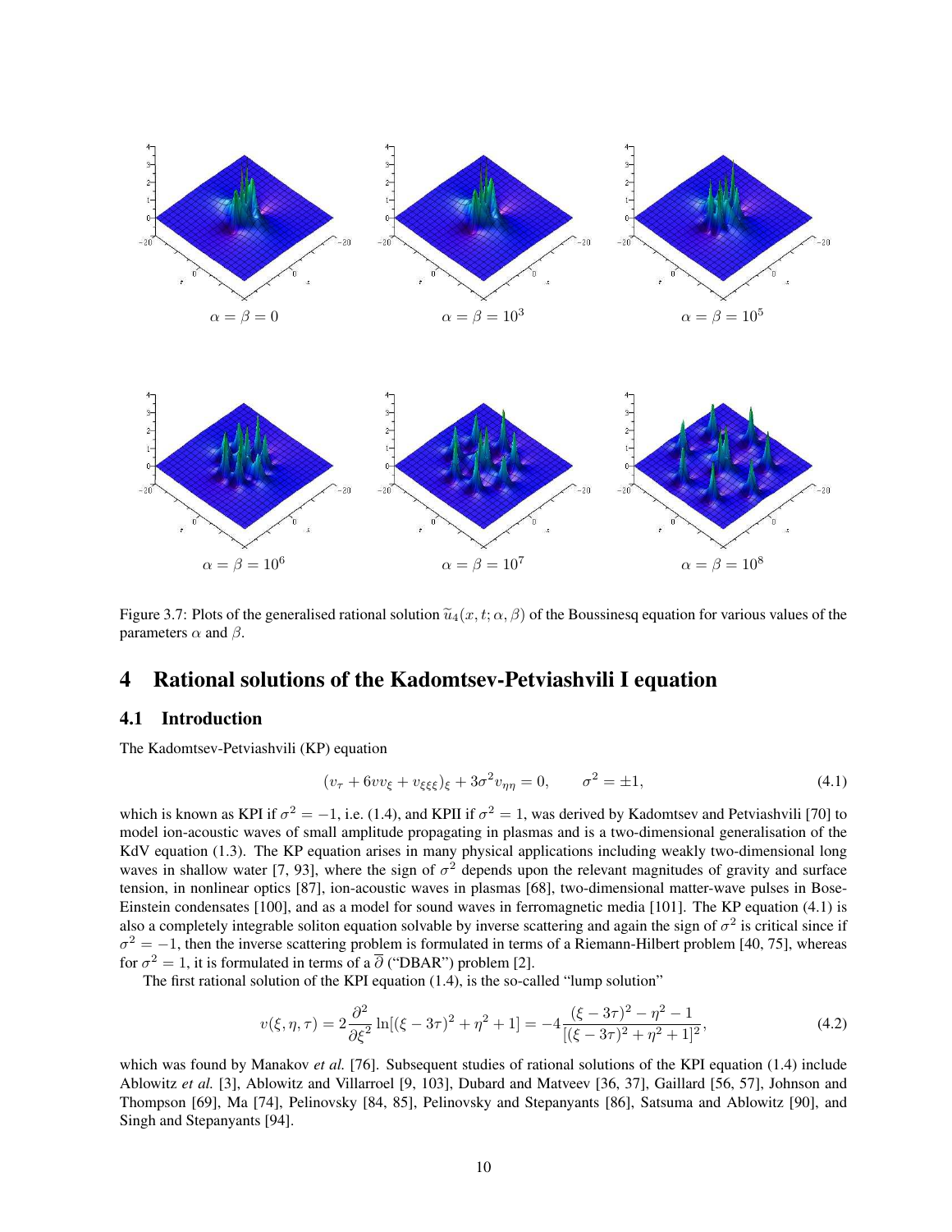Figure 3.7: Plots of the generalised rational solution $\widetilde{u}_4(x,t;\alpha,\beta)$ of the Boussinesq equation for various values of the parameters $\alpha$ and $\beta$.

# 4 Rational solutions of the Kadomtsev-Petviashvili I equation

## 4.1 Introduction

The Kadomtsev-Petviashvili (KP) equation

$$(v_\tau + 6vv_\xi + v_{\xi\xi\xi})_\xi + 3\sigma^2 v_{\eta\eta} = 0, \qquad \sigma^2 = \pm 1, \tag{4.1}$$

which is known as KPI if $\sigma^2 = -1$, i.e. (1.4), and KPII if $\sigma^2 = 1$, was derived by Kadomtsev and Petviashvili [70] to model ion-acoustic waves of small amplitude propagating in plasmas and is a two-dimensional generalisation of the KdV equation (1.3). The KP equation arises in many physical applications including weakly two-dimensional long waves in shallow water [7, 93], where the sign of $\sigma^2$ depends upon the relevant magnitudes of gravity and surface tension, in nonlinear optics [87], ion-acoustic waves in plasmas [68], two-dimensional matter-wave pulses in Bose-Einstein condensates [100], and as a model for sound waves in ferromagnetic media [101]. The KP equation (4.1) is also a completely integrable soliton equation solvable by inverse scattering and again the sign of $\sigma^2$ is critical since if $\sigma^2 = -1$, then the inverse scattering problem is formulated in terms of a Riemann-Hilbert problem [40, 75], whereas for $\sigma^2 = 1$, it is formulated in terms of a $\overline{\partial}$ ("DBAR") problem [2].

The first rational solution of the KPI equation (1.4), is the so-called "lump solution"

$$v(\xi,\eta,\tau) = 2\frac{\partial^2}{\partial\xi^2}\ln[(\xi-3\tau)^2+\eta^2+1] = -4\frac{(\xi-3\tau)^2-\eta^2-1}{[(\xi-3\tau)^2+\eta^2+1]^2}, \tag{4.2}$$

which was found by Manakov *et al.* [76]. Subsequent studies of rational solutions of the KPI equation (1.4) include Ablowitz *et al.* [3], Ablowitz and Villarroel [9, 103], Dubard and Matveev [36, 37], Gaillard [56, 57], Johnson and Thompson [69], Ma [74], Pelinovsky [84, 85], Pelinovsky and Stepanyants [86], Satsuma and Ablowitz [90], and Singh and Stepanyants [94].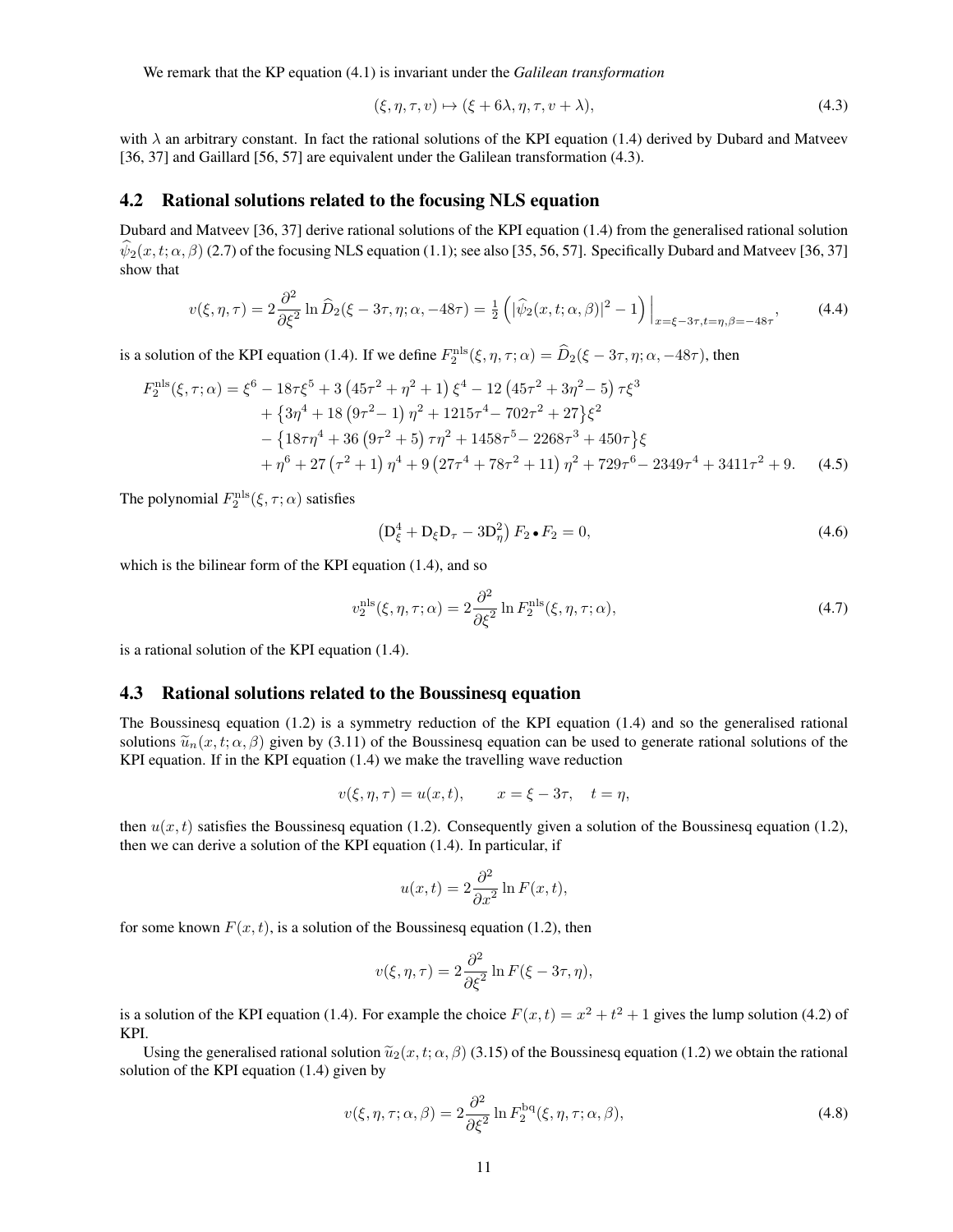We remark that the KP equation (4.1) is invariant under the *Galilean transformation*

$$(\xi, \eta, \tau, v) \mapsto (\xi + 6\lambda, \eta, \tau, v + \lambda), \tag{4.3}$$

with $\lambda$ an arbitrary constant. In fact the rational solutions of the KPI equation (1.4) derived by Dubard and Matveev [36, 37] and Gaillard [56, 57] are equivalent under the Galilean transformation (4.3).

## 4.2 Rational solutions related to the focusing NLS equation

Dubard and Matveev [36, 37] derive rational solutions of the KPI equation (1.4) from the generalised rational solution $\widehat{\psi}_2(x, t; \alpha, \beta)$ (2.7) of the focusing NLS equation (1.1); see also [35, 56, 57]. Specifically Dubard and Matveev [36, 37] show that

$$v(\xi, \eta, \tau) = 2\frac{\partial^2}{\partial \xi^2} \ln \widehat{D}_2(\xi - 3\tau, \eta; \alpha, -48\tau) = \tfrac{1}{2}\left(|\widehat{\psi}_2(x, t; \alpha, \beta)|^2 - 1\right)\Big|_{x=\xi-3\tau, t=\eta, \beta=-48\tau}, \tag{4.4}$$

is a solution of the KPI equation (1.4). If we define $F_2^{\rm nls}(\xi, \eta, \tau; \alpha) = \widehat{D}_2(\xi - 3\tau, \eta; \alpha, -48\tau)$, then

$$\begin{aligned}
F_2^{\rm nls}(\xi, \tau; \alpha) = {}& \xi^6 - 18\tau\xi^5 + 3\left(45\tau^2 + \eta^2 + 1\right)\xi^4 - 12\left(45\tau^2 + 3\eta^2 - 5\right)\tau\xi^3 \\
& + \left\{3\eta^4 + 18\left(9\tau^2 - 1\right)\eta^2 + 1215\tau^4 - 702\tau^2 + 27\right\}\xi^2 \\
& - \left\{18\tau\eta^4 + 36\left(9\tau^2 + 5\right)\tau\eta^2 + 1458\tau^5 - 2268\tau^3 + 450\tau\right\}\xi \\
& + \eta^6 + 27\left(\tau^2 + 1\right)\eta^4 + 9\left(27\tau^4 + 78\tau^2 + 11\right)\eta^2 + 729\tau^6 - 2349\tau^4 + 3411\tau^2 + 9.
\end{aligned} \tag{4.5}$$

The polynomial $F_2^{\rm nls}(\xi, \tau; \alpha)$ satisfies

$$\left(\mathrm{D}_\xi^4 + \mathrm{D}_\xi \mathrm{D}_\tau - 3\mathrm{D}_\eta^2\right) F_2 \bullet F_2 = 0, \tag{4.6}$$

which is the bilinear form of the KPI equation (1.4), and so

$$v_2^{\rm nls}(\xi, \eta, \tau; \alpha) = 2\frac{\partial^2}{\partial \xi^2} \ln F_2^{\rm nls}(\xi, \eta, \tau; \alpha), \tag{4.7}$$

is a rational solution of the KPI equation (1.4).

## 4.3 Rational solutions related to the Boussinesq equation

The Boussinesq equation (1.2) is a symmetry reduction of the KPI equation (1.4) and so the generalised rational solutions $\widetilde{u}_n(x, t; \alpha, \beta)$ given by (3.11) of the Boussinesq equation can be used to generate rational solutions of the KPI equation. If in the KPI equation (1.4) we make the travelling wave reduction

$$v(\xi, \eta, \tau) = u(x, t), \qquad x = \xi - 3\tau, \quad t = \eta,$$

then $u(x, t)$ satisfies the Boussinesq equation (1.2). Consequently given a solution of the Boussinesq equation (1.2), then we can derive a solution of the KPI equation (1.4). In particular, if

$$u(x, t) = 2\frac{\partial^2}{\partial x^2} \ln F(x, t),$$

for some known $F(x, t)$, is a solution of the Boussinesq equation (1.2), then

$$v(\xi, \eta, \tau) = 2\frac{\partial^2}{\partial \xi^2} \ln F(\xi - 3\tau, \eta),$$

is a solution of the KPI equation (1.4). For example the choice $F(x, t) = x^2 + t^2 + 1$ gives the lump solution (4.2) of KPI.

Using the generalised rational solution $\widetilde{u}_2(x, t; \alpha, \beta)$ (3.15) of the Boussinesq equation (1.2) we obtain the rational solution of the KPI equation (1.4) given by

$$v(\xi, \eta, \tau; \alpha, \beta) = 2\frac{\partial^2}{\partial \xi^2} \ln F_2^{\rm bq}(\xi, \eta, \tau; \alpha, \beta), \tag{4.8}$$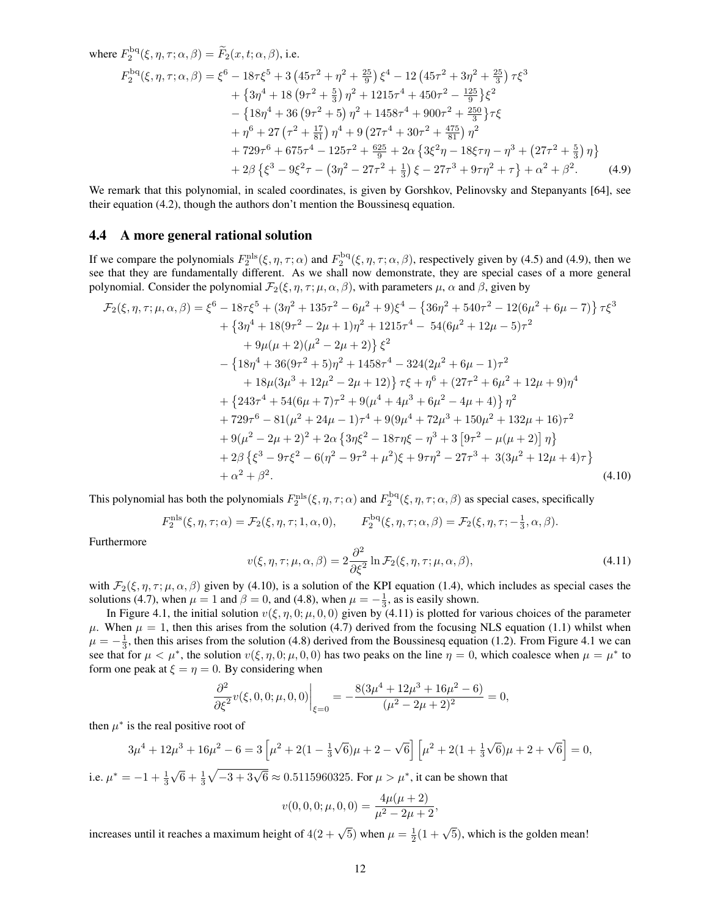where $F_2^{\rm bq}(\xi,\eta,\tau;\alpha,\beta)=\widetilde{F}_2(x,t;\alpha,\beta)$, i.e.

$$
\begin{aligned}
F_2^{\rm bq}(\xi,\eta,\tau;\alpha,\beta) &= \xi^6 - 18\tau\xi^5 + 3\left(45\tau^2+\eta^2+\tfrac{25}{9}\right)\xi^4 - 12\left(45\tau^2+3\eta^2+\tfrac{25}{3}\right)\tau\xi^3\\
&\quad + \left\{3\eta^4 + 18\left(9\tau^2+\tfrac{5}{3}\right)\eta^2 + 1215\tau^4 + 450\tau^2 - \tfrac{125}{9}\right\}\xi^2\\
&\quad - \left\{18\eta^4 + 36\left(9\tau^2+5\right)\eta^2 + 1458\tau^4 + 900\tau^2 + \tfrac{250}{3}\right\}\tau\xi\\
&\quad + \eta^6 + 27\left(\tau^2+\tfrac{17}{81}\right)\eta^4 + 9\left(27\tau^4+30\tau^2+\tfrac{475}{81}\right)\eta^2\\
&\quad + 729\tau^6 + 675\tau^4 - 125\tau^2 + \tfrac{625}{9} + 2\alpha\left\{3\xi^2\eta - 18\xi\tau\eta - \eta^3 + \left(27\tau^2+\tfrac{5}{3}\right)\eta\right\}\\
&\quad + 2\beta\left\{\xi^3 - 9\xi^2\tau - \left(3\eta^2 - 27\tau^2 + \tfrac{1}{3}\right)\xi - 27\tau^3 + 9\tau\eta^2 + \tau\right\} + \alpha^2 + \beta^2.
\end{aligned}
\tag{4.9}
$$

We remark that this polynomial, in scaled coordinates, is given by Gorshkov, Pelinovsky and Stepanyants [64], see their equation (4.2), though the authors don't mention the Boussinesq equation.

### 4.4 A more general rational solution

If we compare the polynomials $F_2^{\rm nls}(\xi,\eta,\tau;\alpha)$ and $F_2^{\rm bq}(\xi,\eta,\tau;\alpha,\beta)$, respectively given by (4.5) and (4.9), then we see that they are fundamentally different. As we shall now demonstrate, they are special cases of a more general polynomial. Consider the polynomial $\mathcal{F}_2(\xi,\eta,\tau;\mu,\alpha,\beta)$, with parameters $\mu$, $\alpha$ and $\beta$, given by

$$
\begin{aligned}
\mathcal{F}_2(\xi,\eta,\tau;\mu,\alpha,\beta) &= \xi^6 - 18\tau\xi^5 + (3\eta^2 + 135\tau^2 - 6\mu^2 + 9)\xi^4 - \left\{36\eta^2 + 540\tau^2 - 12(6\mu^2+6\mu-7)\right\}\tau\xi^3\\
&\quad + \left\{3\eta^4 + 18(9\tau^2 - 2\mu + 1)\eta^2 + 1215\tau^4 - 54(6\mu^2+12\mu-5)\tau^2\right.\\
&\qquad \left. + 9\mu(\mu+2)(\mu^2-2\mu+2)\right\}\xi^2\\
&\quad - \left\{18\eta^4 + 36(9\tau^2+5)\eta^2 + 1458\tau^4 - 324(2\mu^2+6\mu-1)\tau^2\right.\\
&\qquad \left. + 18\mu(3\mu^3+12\mu^2-2\mu+12)\right\}\tau\xi + \eta^6 + (27\tau^2 + 6\mu^2 + 12\mu + 9)\eta^4\\
&\quad + \left\{243\tau^4 + 54(6\mu+7)\tau^2 + 9(\mu^4+4\mu^3+6\mu^2-4\mu+4)\right\}\eta^2\\
&\quad + 729\tau^6 - 81(\mu^2+24\mu-1)\tau^4 + 9(9\mu^4+72\mu^3+150\mu^2+132\mu+16)\tau^2\\
&\quad + 9(\mu^2-2\mu+2)^2 + 2\alpha\left\{3\eta\xi^2 - 18\tau\eta\xi - \eta^3 + 3\left[9\tau^2 - \mu(\mu+2)\right]\eta\right\}\\
&\quad + 2\beta\left\{\xi^3 - 9\tau\xi^2 - 6(\eta^2 - 9\tau^2 + \mu^2)\xi + 9\tau\eta^2 - 27\tau^3 + 3(3\mu^2+12\mu+4)\tau\right\}\\
&\quad + \alpha^2 + \beta^2.
\end{aligned}
\tag{4.10}
$$

This polynomial has both the polynomials $F_2^{\rm nls}(\xi,\eta,\tau;\alpha)$ and $F_2^{\rm bq}(\xi,\eta,\tau;\alpha,\beta)$ as special cases, specifically

$$
F_2^{\rm nls}(\xi,\eta,\tau;\alpha) = \mathcal{F}_2(\xi,\eta,\tau;1,\alpha,0), \qquad F_2^{\rm bq}(\xi,\eta,\tau;\alpha,\beta) = \mathcal{F}_2(\xi,\eta,\tau;-\tfrac{1}{3},\alpha,\beta).
$$

Furthermore

$$
v(\xi,\eta,\tau;\mu,\alpha,\beta) = 2\frac{\partial^2}{\partial\xi^2}\ln\mathcal{F}_2(\xi,\eta,\tau;\mu,\alpha,\beta), \tag{4.11}
$$

with $\mathcal{F}_2(\xi,\eta,\tau;\mu,\alpha,\beta)$ given by (4.10), is a solution of the KPI equation (1.4), which includes as special cases the solutions (4.7), when $\mu=1$ and $\beta=0$, and (4.8), when $\mu=-\frac{1}{3}$, as is easily shown.

In Figure 4.1, the initial solution $v(\xi,\eta,0;\mu,0,0)$ given by (4.11) is plotted for various choices of the parameter $\mu$. When $\mu=1$, then this arises from the solution (4.7) derived from the focusing NLS equation (1.1) whilst when $\mu=-\frac{1}{3}$, then this arises from the solution (4.8) derived from the Boussinesq equation (1.2). From Figure 4.1 we can see that for $\mu<\mu^*$, the solution $v(\xi,\eta,0;\mu,0,0)$ has two peaks on the line $\eta=0$, which coalesce when $\mu=\mu^*$ to form one peak at $\xi=\eta=0$. By considering when

$$
\left.\frac{\partial^2}{\partial\xi^2}v(\xi,0,0;\mu,0,0)\right|_{\xi=0} = -\frac{8(3\mu^4+12\mu^3+16\mu^2-6)}{(\mu^2-2\mu+2)^2} = 0,
$$

then $\mu^*$ is the real positive root of

$$
3\mu^4+12\mu^3+16\mu^2-6 = 3\left[\mu^2 + 2(1-\tfrac{1}{3}\sqrt{6})\mu + 2 - \sqrt{6}\right]\left[\mu^2 + 2(1+\tfrac{1}{3}\sqrt{6})\mu + 2 + \sqrt{6}\right] = 0,
$$

i.e. $\mu^* = -1 + \frac{1}{3}\sqrt{6} + \frac{1}{3}\sqrt{-3+3\sqrt{6}} \approx 0.5115960325$. For $\mu>\mu^*$, it can be shown that

$$
v(0,0,0;\mu,0,0) = \frac{4\mu(\mu+2)}{\mu^2-2\mu+2},
$$

increases until it reaches a maximum height of $4(2+\sqrt{5})$ when $\mu=\frac{1}{2}(1+\sqrt{5})$, which is the golden mean!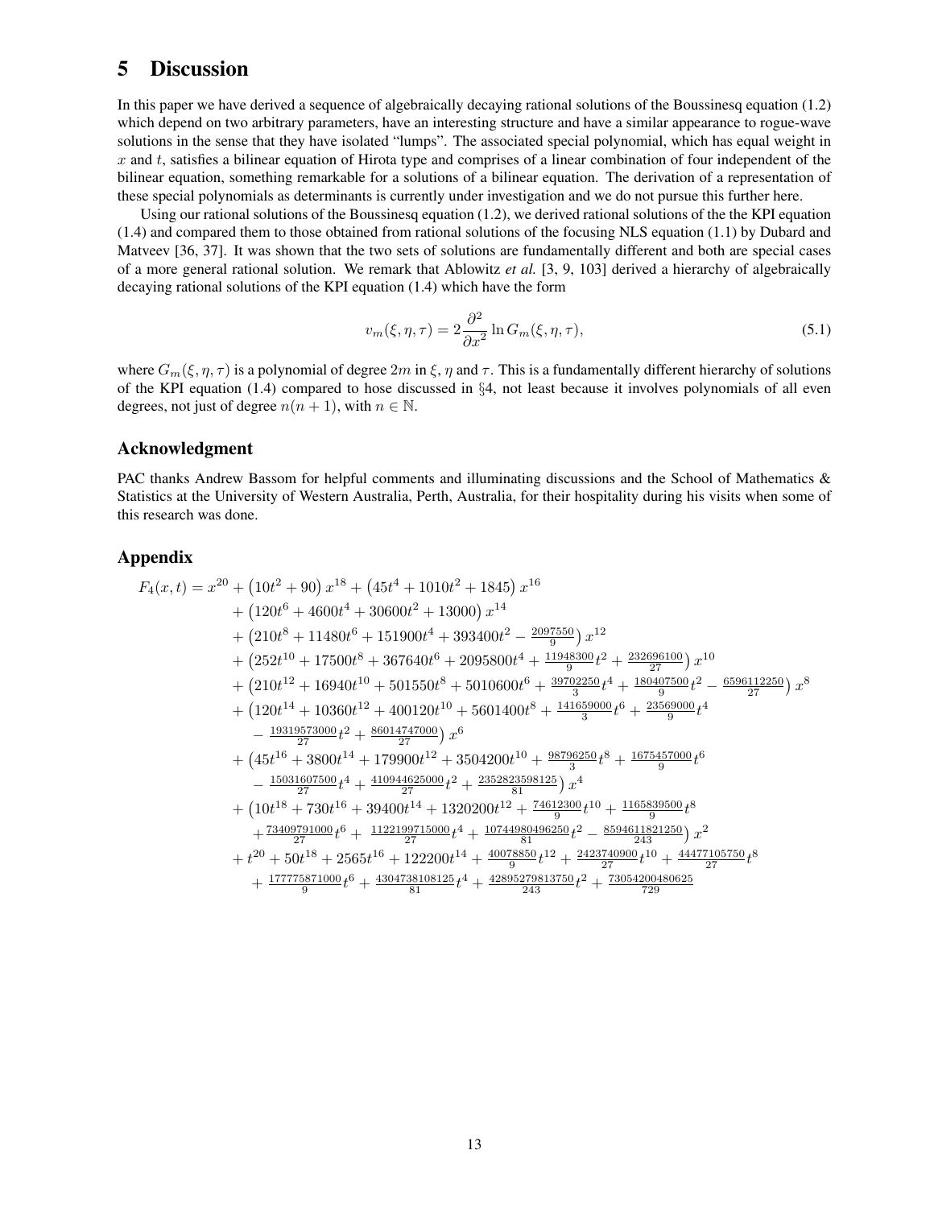# 5 Discussion

In this paper we have derived a sequence of algebraically decaying rational solutions of the Boussinesq equation (1.2) which depend on two arbitrary parameters, have an interesting structure and have a similar appearance to rogue-wave solutions in the sense that they have isolated "lumps". The associated special polynomial, which has equal weight in $x$ and $t$, satisfies a bilinear equation of Hirota type and comprises of a linear combination of four independent of the bilinear equation, something remarkable for a solutions of a bilinear equation. The derivation of a representation of these special polynomials as determinants is currently under investigation and we do not pursue this further here.

Using our rational solutions of the Boussinesq equation (1.2), we derived rational solutions of the the KPI equation (1.4) and compared them to those obtained from rational solutions of the focusing NLS equation (1.1) by Dubard and Matveev [36, 37]. It was shown that the two sets of solutions are fundamentally different and both are special cases of a more general rational solution. We remark that Ablowitz *et al.* [3, 9, 103] derived a hierarchy of algebraically decaying rational solutions of the KPI equation (1.4) which have the form

$$v_m(\xi, \eta, \tau) = 2\frac{\partial^2}{\partial x^2} \ln G_m(\xi, \eta, \tau), \tag{5.1}$$

where $G_m(\xi, \eta, \tau)$ is a polynomial of degree $2m$ in $\xi$, $\eta$ and $\tau$. This is a fundamentally different hierarchy of solutions of the KPI equation (1.4) compared to hose discussed in §4, not least because it involves polynomials of all even degrees, not just of degree $n(n+1)$, with $n \in \mathbb{N}$.

## Acknowledgment

PAC thanks Andrew Bassom for helpful comments and illuminating discussions and the School of Mathematics & Statistics at the University of Western Australia, Perth, Australia, for their hospitality during his visits when some of this research was done.

## Appendix

$$\begin{aligned}
F_4(x,t) = {} & x^{20} + \left(10t^2+90\right)x^{18} + \left(45t^4+1010t^2+1845\right)x^{16} \\
& + \left(120t^6+4600t^4+30600t^2+13000\right)x^{14} \\
& + \left(210t^8+11480t^6+151900t^4+393400t^2-\tfrac{2097550}{9}\right)x^{12} \\
& + \left(252t^{10}+17500t^8+367640t^6+2095800t^4+\tfrac{11948300}{9}t^2+\tfrac{232696100}{27}\right)x^{10} \\
& + \left(210t^{12}+16940t^{10}+501550t^8+5010600t^6+\tfrac{39702250}{3}t^4+\tfrac{180407500}{9}t^2-\tfrac{6596112250}{27}\right)x^8 \\
& + \left(120t^{14}+10360t^{12}+400120t^{10}+5601400t^8+\tfrac{141659000}{3}t^6+\tfrac{23569000}{9}t^4\right. \\
& \quad \left.-\tfrac{19319573000}{27}t^2+\tfrac{86014747000}{27}\right)x^6 \\
& + \left(45t^{16}+3800t^{14}+179900t^{12}+3504200t^{10}+\tfrac{98796250}{3}t^8+\tfrac{1675457000}{9}t^6\right. \\
& \quad \left.-\tfrac{15031607500}{27}t^4+\tfrac{410944625000}{27}t^2+\tfrac{2352823598125}{81}\right)x^4 \\
& + \left(10t^{18}+730t^{16}+39400t^{14}+1320200t^{12}+\tfrac{74612300}{9}t^{10}+\tfrac{1165839500}{9}t^8\right. \\
& \quad \left.+\tfrac{73409791000}{27}t^6+\tfrac{1122199715000}{27}t^4+\tfrac{10744980496250}{81}t^2-\tfrac{8594611821250}{243}\right)x^2 \\
& + t^{20}+50t^{18}+2565t^{16}+122200t^{14}+\tfrac{40078850}{9}t^{12}+\tfrac{2423740900}{27}t^{10}+\tfrac{44477105750}{27}t^8 \\
& + \tfrac{177775871000}{9}t^6+\tfrac{4304738108125}{81}t^4+\tfrac{42895279813750}{243}t^2+\tfrac{73054200480625}{729}
\end{aligned}$$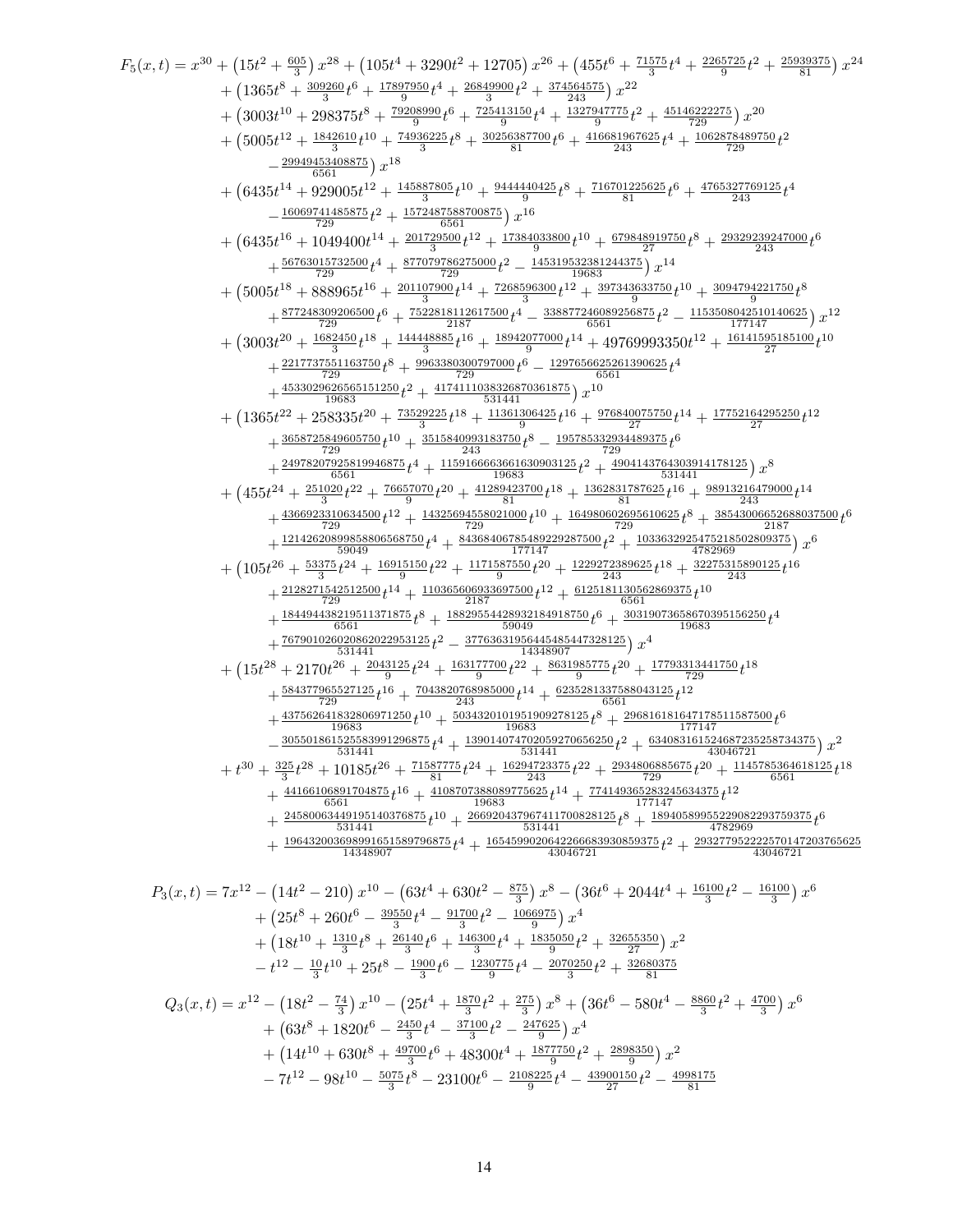$$
\begin{aligned}
F_5(x,t) = {} & x^{30} + \left(15t^2 + \tfrac{605}{3}\right)x^{28} + \left(105t^4 + 3290t^2 + 12705\right)x^{26} + \left(455t^6 + \tfrac{71575}{3}t^4 + \tfrac{2265725}{9}t^2 + \tfrac{25939375}{81}\right)x^{24} \\
& + \left(1365t^8 + \tfrac{309260}{3}t^6 + \tfrac{17897950}{9}t^4 + \tfrac{26849900}{3}t^2 + \tfrac{374564575}{243}\right)x^{22} \\
& + \left(3003t^{10} + 298375t^8 + \tfrac{79208990}{9}t^6 + \tfrac{725413150}{9}t^4 + \tfrac{1327947775}{9}t^2 + \tfrac{45146222275}{729}\right)x^{20} \\
& + \left(5005t^{12} + \tfrac{1842610}{3}t^{10} + \tfrac{74936225}{3}t^8 + \tfrac{30256387700}{81}t^6 + \tfrac{416681967625}{243}t^4 + \tfrac{1062878489750}{729}t^2 \right. \\
& \quad \left. - \tfrac{29949453408875}{6561}\right)x^{18} \\
& + \left(6435t^{14} + 929005t^{12} + \tfrac{145887805}{3}t^{10} + \tfrac{9444440425}{9}t^8 + \tfrac{716701225625}{81}t^6 + \tfrac{4765327769125}{243}t^4 \right. \\
& \quad \left. - \tfrac{16069741485875}{729}t^2 + \tfrac{1572487588700875}{6561}\right)x^{16} \\
& + \left(6435t^{16} + 1049400t^{14} + \tfrac{201729500}{3}t^{12} + \tfrac{17384033800}{9}t^{10} + \tfrac{679848919750}{27}t^8 + \tfrac{29329239247000}{243}t^6 \right. \\
& \quad \left. + \tfrac{56763015732500}{729}t^4 + \tfrac{877079786275000}{729}t^2 - \tfrac{145319532381244375}{19683}\right)x^{14} \\
& + \left(5005t^{18} + 888965t^{16} + \tfrac{201107900}{3}t^{14} + \tfrac{7268596300}{3}t^{12} + \tfrac{397343633750}{9}t^{10} + \tfrac{3094794221750}{9}t^8 \right. \\
& \quad \left. + \tfrac{877248309206500}{729}t^6 + \tfrac{7522818112617500}{2187}t^4 - \tfrac{338877246089256875}{6561}t^2 - \tfrac{1153508042510140625}{177147}\right)x^{12} \\
& + \left(3003t^{20} + \tfrac{1682450}{3}t^{18} + \tfrac{144448885}{3}t^{16} + \tfrac{18942077000}{9}t^{14} + 49769993350t^{12} + \tfrac{16141595185100}{27}t^{10} \right. \\
& \quad + \tfrac{2217737551163750}{729}t^8 + \tfrac{9963380300797000}{729}t^6 - \tfrac{1297656625261390625}{6561}t^4 \\
& \quad \left. + \tfrac{4533029626565151250}{19683}t^2 + \tfrac{417411103832687036 1875}{531441}\right)x^{10} \\
& + \left(1365t^{22} + 258335t^{20} + \tfrac{73529225}{3}t^{18} + \tfrac{11361306425}{9}t^{16} + \tfrac{976840075750}{27}t^{14} + \tfrac{17752164295250}{27}t^{12} \right. \\
& \quad + \tfrac{3658725849605750}{729}t^{10} + \tfrac{3515840993183750}{243}t^8 - \tfrac{195785332934489375}{729}t^6 \\
& \quad \left. + \tfrac{24978207925819946875}{6561}t^4 + \tfrac{1159166663661630903125}{19683}t^2 + \tfrac{4904143764303914178125}{531441}\right)x^8 \\
& + \left(455t^{24} + \tfrac{251020}{3}t^{22} + \tfrac{76657070}{9}t^{20} + \tfrac{41289423700}{81}t^{18} + \tfrac{1362831787625}{81}t^{16} + \tfrac{98913216479000}{243}t^{14} \right. \\
& \quad + \tfrac{4366923310634500}{729}t^{12} + \tfrac{14325694558021000}{729}t^{10} + \tfrac{164980602695610625}{729}t^8 + \tfrac{38543006652688037500}{2187}t^6 \\
& \quad \left. + \tfrac{1214262089985880656 8750}{59049}t^4 + \tfrac{843684067854892292 87500}{177147}t^2 + \tfrac{1033632925475218502809375}{4782969}\right)x^6 \\
& + \left(105t^{26} + \tfrac{53375}{3}t^{24} + \tfrac{16915150}{9}t^{22} + \tfrac{1171587550}{9}t^{20} + \tfrac{1229272389625}{243}t^{18} + \tfrac{32275315890125}{243}t^{16} \right. \\
& \quad + \tfrac{2128271542512500}{729}t^{14} + \tfrac{110365606933697500}{2187}t^{12} + \tfrac{6125181130562869375}{6561}t^{10} \\
& \quad + \tfrac{184494438219511371875}{6561}t^8 + \tfrac{18829554428932184918750}{59049}t^6 + \tfrac{30319073658670395156250}{19683}t^4 \\
& \quad \left. + \tfrac{767901026020862022953125}{531441}t^2 - \tfrac{377636319564454854473281 25}{14348907}\right)x^4 \\
& + \left(15t^{28} + 2170t^{26} + \tfrac{2043125}{9}t^{24} + \tfrac{163177700}{9}t^{22} + \tfrac{8631985775}{9}t^{20} + \tfrac{17793313441750}{729}t^{18} \right. \\
& \quad + \tfrac{584377965527125}{729}t^{16} + \tfrac{7043820768985000}{243}t^{14} + \tfrac{6235281337588043125}{6561}t^{12} \\
& \quad + \tfrac{437562641832806971250}{19683}t^{10} + \tfrac{5034320101951909278125}{19683}t^8 + \tfrac{296816181647178511587500}{177147}t^6 \\
& \quad \left. - \tfrac{305501861525583991296875}{531441}t^4 + \tfrac{1390140747020592706562 50}{531441}t^2 + \tfrac{6340831615246872352587343 75}{43046721}\right)x^2 \\
& + t^{30} + \tfrac{325}{3}t^{28} + 10185t^{26} + \tfrac{71587775}{81}t^{24} + \tfrac{16294723375}{243}t^{22} + \tfrac{2934806885675}{729}t^{20} + \tfrac{1145785364618125}{6561}t^{18} \\
& + \tfrac{44166106891704875}{6561}t^{16} + \tfrac{4108707388089775625}{19683}t^{14} + \tfrac{774149365283245634375}{177147}t^{12} \\
& + \tfrac{24580063449195140376875}{531441}t^{10} + \tfrac{266920437967411700828125}{531441}t^8 + \tfrac{18940589955229082293759375}{4782969}t^6 \\
& + \tfrac{196432003698991651589796875}{14348907}t^4 + \tfrac{1654599020642266683930859375}{43046721}t^2 + \tfrac{2932779522225701472037656 25}{43046721}
\end{aligned}
$$

$$
\begin{aligned}
P_3(x,t) = {} & 7x^{12} - \left(14t^2 - 210\right)x^{10} - \left(63t^4 + 630t^2 - \tfrac{875}{3}\right)x^8 - \left(36t^6 + 2044t^4 + \tfrac{16100}{3}t^2 - \tfrac{16100}{3}\right)x^6 \\
& + \left(25t^8 + 260t^6 - \tfrac{39550}{3}t^4 - \tfrac{91700}{3}t^2 - \tfrac{1066975}{9}\right)x^4 \\
& + \left(18t^{10} + \tfrac{1310}{3}t^8 + \tfrac{26140}{3}t^6 + \tfrac{146300}{3}t^4 + \tfrac{1835050}{9}t^2 + \tfrac{32655350}{27}\right)x^2 \\
& - t^{12} - \tfrac{10}{3}t^{10} + 25t^8 - \tfrac{1900}{3}t^6 - \tfrac{1230775}{9}t^4 - \tfrac{2070250}{3}t^2 + \tfrac{32680375}{81}
\end{aligned}
$$

$$
\begin{aligned}
Q_3(x,t) = {} & x^{12} - \left(18t^2 - \tfrac{74}{3}\right)x^{10} - \left(25t^4 + \tfrac{1870}{3}t^2 + \tfrac{275}{3}\right)x^8 + \left(36t^6 - 580t^4 - \tfrac{8860}{3}t^2 + \tfrac{4700}{3}\right)x^6 \\
& + \left(63t^8 + 1820t^6 - \tfrac{2450}{3}t^4 - \tfrac{37100}{3}t^2 - \tfrac{247625}{9}\right)x^4 \\
& + \left(14t^{10} + 630t^8 + \tfrac{49700}{3}t^6 + 48300t^4 + \tfrac{1877750}{9}t^2 + \tfrac{2898350}{9}\right)x^2 \\
& - 7t^{12} - 98t^{10} - \tfrac{5075}{3}t^8 - 23100t^6 - \tfrac{2108225}{9}t^4 - \tfrac{43900150}{27}t^2 - \tfrac{4998175}{81}
\end{aligned}
$$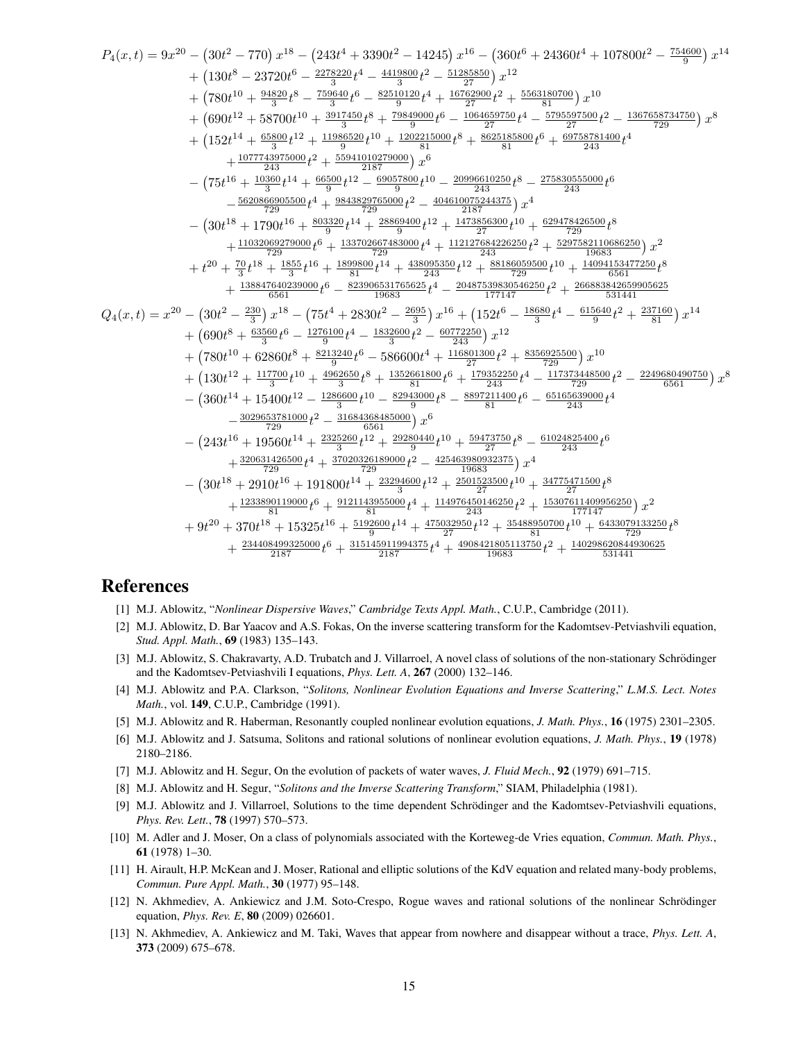$$
\begin{aligned}
P_4(x,t) &= 9x^{20} - \left(30t^2 - 770\right)x^{18} - \left(243t^4 + 3390t^2 - 14245\right)x^{16} - \left(360t^6 + 24360t^4 + 107800t^2 - \tfrac{754600}{9}\right)x^{14} \\
&\quad + \left(130t^8 - 23720t^6 - \tfrac{2278220}{3}t^4 - \tfrac{4419800}{3}t^2 - \tfrac{51285850}{27}\right)x^{12} \\
&\quad + \left(780t^{10} + \tfrac{94820}{3}t^8 - \tfrac{759640}{3}t^6 - \tfrac{82510120}{9}t^4 + \tfrac{16762900}{27}t^2 + \tfrac{5563180700}{81}\right)x^{10} \\
&\quad + \left(690t^{12} + 58700t^{10} + \tfrac{3917450}{3}t^8 + \tfrac{79849000}{9}t^6 - \tfrac{1064659750}{27}t^4 - \tfrac{5795597500}{27}t^2 - \tfrac{1367658734750}{729}\right)x^8 \\
&\quad + \left(152t^{14} + \tfrac{65800}{3}t^{12} + \tfrac{11986520}{9}t^{10} + \tfrac{1202215000}{81}t^8 + \tfrac{8625185800}{81}t^6 + \tfrac{69758781400}{243}t^4 \right.\\
&\qquad \left. + \tfrac{1077743975000}{243}t^2 + \tfrac{55941010279000}{2187}\right)x^6 \\
&\quad - \left(75t^{16} + \tfrac{10360}{3}t^{14} + \tfrac{66500}{9}t^{12} - \tfrac{69057800}{9}t^{10} - \tfrac{20996610250}{243}t^8 - \tfrac{275830555000}{243}t^6 \right.\\
&\qquad \left. - \tfrac{5620866905500}{729}t^4 + \tfrac{9843829765000}{729}t^2 - \tfrac{404610075244375}{2187}\right)x^4 \\
&\quad - \left(30t^{18} + 1790t^{16} + \tfrac{803320}{9}t^{14} + \tfrac{28869400}{9}t^{12} + \tfrac{1473856300}{27}t^{10} + \tfrac{629478426500}{729}t^8 \right.\\
&\qquad \left. + \tfrac{11032069279000}{729}t^6 + \tfrac{133702667483000}{729}t^4 + \tfrac{112127684226250}{243}t^2 + \tfrac{5297582110686250}{19683}\right)x^2 \\
&\quad + t^{20} + \tfrac{70}{3}t^{18} + \tfrac{1855}{3}t^{16} + \tfrac{1899800}{81}t^{14} + \tfrac{438095350}{243}t^{12} + \tfrac{88186059500}{729}t^{10} + \tfrac{14094153477250}{6561}t^8 \\
&\quad + \tfrac{138847640239000}{6561}t^6 - \tfrac{823906531765625}{19683}t^4 - \tfrac{20487539830546250}{177147}t^2 + \tfrac{266883842659905625}{531441}
\end{aligned}
$$

$$
\begin{aligned}
Q_4(x,t) &= x^{20} - \left(30t^2 - \tfrac{230}{3}\right)x^{18} - \left(75t^4 + 2830t^2 - \tfrac{2695}{3}\right)x^{16} + \left(152t^6 - \tfrac{18680}{3}t^4 - \tfrac{615640}{9}t^2 + \tfrac{237160}{81}\right)x^{14} \\
&\quad + \left(690t^8 + \tfrac{63560}{3}t^6 - \tfrac{1276100}{9}t^4 - \tfrac{1832600}{3}t^2 - \tfrac{60772250}{243}\right)x^{12} \\
&\quad + \left(780t^{10} + 62860t^8 + \tfrac{8213240}{9}t^6 - 586600t^4 + \tfrac{116801300}{27}t^2 + \tfrac{8356925500}{729}\right)x^{10} \\
&\quad + \left(130t^{12} + \tfrac{117700}{3}t^{10} + \tfrac{4962650}{3}t^8 + \tfrac{1352661800}{81}t^6 + \tfrac{179352250}{243}t^4 - \tfrac{117373448500}{729}t^2 - \tfrac{2249680490750}{6561}\right)x^8 \\
&\quad - \left(360t^{14} + 15400t^{12} - \tfrac{1286600}{3}t^{10} - \tfrac{82943000}{9}t^8 - \tfrac{8897211400}{81}t^6 - \tfrac{65165639000}{243}t^4 \right.\\
&\qquad \left. - \tfrac{3029653781000}{729}t^2 - \tfrac{31684368485000}{6561}\right)x^6 \\
&\quad - \left(243t^{16} + 19560t^{14} + \tfrac{2325260}{3}t^{12} + \tfrac{29280440}{9}t^{10} + \tfrac{59473750}{27}t^8 - \tfrac{61024825400}{243}t^6 \right.\\
&\qquad \left. + \tfrac{320631426500}{729}t^4 + \tfrac{37020326189000}{729}t^2 - \tfrac{425463980932375}{19683}\right)x^4 \\
&\quad - \left(30t^{18} + 2910t^{16} + 191800t^{14} + \tfrac{23294600}{3}t^{12} + \tfrac{2501523500}{27}t^{10} + \tfrac{34775471500}{27}t^8 \right.\\
&\qquad \left. + \tfrac{1233890119000}{81}t^6 + \tfrac{9121143955000}{81}t^4 + \tfrac{114976450146250}{243}t^2 + \tfrac{15307611409956250}{177147}\right)x^2 \\
&\quad + 9t^{20} + 370t^{18} + 15325t^{16} + \tfrac{5192600}{9}t^{14} + \tfrac{475032950}{27}t^{12} + \tfrac{35488950700}{81}t^{10} + \tfrac{6433079133250}{729}t^8 \\
&\quad + \tfrac{234408499325000}{2187}t^6 + \tfrac{315145911994375}{2187}t^4 + \tfrac{4908421805113750}{19683}t^2 + \tfrac{140298620844930625}{531441}
\end{aligned}
$$

# References

[1] M.J. Ablowitz, "*Nonlinear Dispersive Waves*," *Cambridge Texts Appl. Math.*, C.U.P., Cambridge (2011).

[2] M.J. Ablowitz, D. Bar Yaacov and A.S. Fokas, On the inverse scattering transform for the Kadomtsev-Petviashvili equation, *Stud. Appl. Math.*, **69** (1983) 135–143.

[3] M.J. Ablowitz, S. Chakravarty, A.D. Trubatch and J. Villarroel, A novel class of solutions of the non-stationary Schrödinger and the Kadomtsev-Petviashvili I equations, *Phys. Lett. A*, **267** (2000) 132–146.

[4] M.J. Ablowitz and P.A. Clarkson, "*Solitons, Nonlinear Evolution Equations and Inverse Scattering*," *L.M.S. Lect. Notes Math.*, vol. **149**, C.U.P., Cambridge (1991).

[5] M.J. Ablowitz and R. Haberman, Resonantly coupled nonlinear evolution equations, *J. Math. Phys.*, **16** (1975) 2301–2305.

[6] M.J. Ablowitz and J. Satsuma, Solitons and rational solutions of nonlinear evolution equations, *J. Math. Phys.*, **19** (1978) 2180–2186.

[7] M.J. Ablowitz and H. Segur, On the evolution of packets of water waves, *J. Fluid Mech.*, **92** (1979) 691–715.

[8] M.J. Ablowitz and H. Segur, "*Solitons and the Inverse Scattering Transform*," SIAM, Philadelphia (1981).

[9] M.J. Ablowitz and J. Villarroel, Solutions to the time dependent Schrödinger and the Kadomtsev-Petviashvili equations, *Phys. Rev. Lett.*, **78** (1997) 570–573.

[10] M. Adler and J. Moser, On a class of polynomials associated with the Korteweg-de Vries equation, *Commun. Math. Phys.*, **61** (1978) 1–30.

[11] H. Airault, H.P. McKean and J. Moser, Rational and elliptic solutions of the KdV equation and related many-body problems, *Commun. Pure Appl. Math.*, **30** (1977) 95–148.

[12] N. Akhmediev, A. Ankiewicz and J.M. Soto-Crespo, Rogue waves and rational solutions of the nonlinear Schrödinger equation, *Phys. Rev. E*, **80** (2009) 026601.

[13] N. Akhmediev, A. Ankiewicz and M. Taki, Waves that appear from nowhere and disappear without a trace, *Phys. Lett. A*, **373** (2009) 675–678.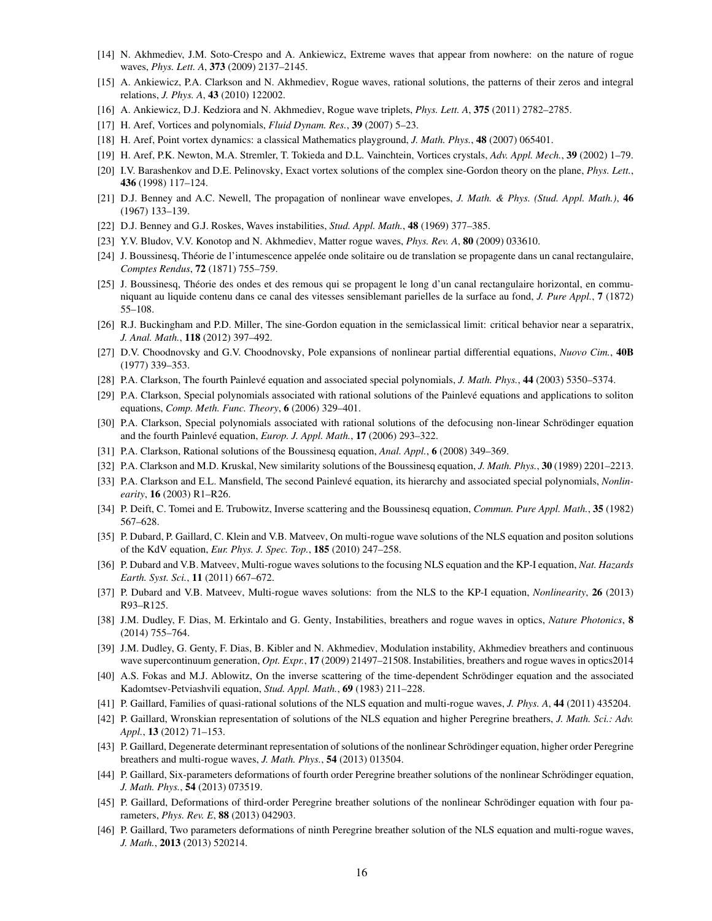[14] N. Akhmediev, J.M. Soto-Crespo and A. Ankiewicz, Extreme waves that appear from nowhere: on the nature of rogue waves, *Phys. Lett. A*, **373** (2009) 2137–2145.

[15] A. Ankiewicz, P.A. Clarkson and N. Akhmediev, Rogue waves, rational solutions, the patterns of their zeros and integral relations, *J. Phys. A*, **43** (2010) 122002.

[16] A. Ankiewicz, D.J. Kedziora and N. Akhmediev, Rogue wave triplets, *Phys. Lett. A*, **375** (2011) 2782–2785.

[17] H. Aref, Vortices and polynomials, *Fluid Dynam. Res.*, **39** (2007) 5–23.

[18] H. Aref, Point vortex dynamics: a classical Mathematics playground, *J. Math. Phys.*, **48** (2007) 065401.

[19] H. Aref, P.K. Newton, M.A. Stremler, T. Tokieda and D.L. Vainchtein, Vortices crystals, *Adv. Appl. Mech.*, **39** (2002) 1–79.

[20] I.V. Barashenkov and D.E. Pelinovsky, Exact vortex solutions of the complex sine-Gordon theory on the plane, *Phys. Lett.*, **436** (1998) 117–124.

[21] D.J. Benney and A.C. Newell, The propagation of nonlinear wave envelopes, *J. Math. & Phys. (Stud. Appl. Math.)*, **46** (1967) 133–139.

[22] D.J. Benney and G.J. Roskes, Waves instabilities, *Stud. Appl. Math.*, **48** (1969) 377–385.

[23] Y.V. Bludov, V.V. Konotop and N. Akhmediev, Matter rogue waves, *Phys. Rev. A*, **80** (2009) 033610.

[24] J. Boussinesq, Théorie de l'intumescence appelée onde solitaire ou de translation se propagente dans un canal rectangulaire, *Comptes Rendus*, **72** (1871) 755–759.

[25] J. Boussinesq, Théorie des ondes et des remous qui se propagent le long d'un canal rectangulaire horizontal, en communiquant au liquide contenu dans ce canal des vitesses sensiblemant parielles de la surface au fond, *J. Pure Appl.*, **7** (1872) 55–108.

[26] R.J. Buckingham and P.D. Miller, The sine-Gordon equation in the semiclassical limit: critical behavior near a separatrix, *J. Anal. Math.*, **118** (2012) 397–492.

[27] D.V. Choodnovsky and G.V. Choodnovsky, Pole expansions of nonlinear partial differential equations, *Nuovo Cim.*, **40B** (1977) 339–353.

[28] P.A. Clarkson, The fourth Painlevé equation and associated special polynomials, *J. Math. Phys.*, **44** (2003) 5350–5374.

[29] P.A. Clarkson, Special polynomials associated with rational solutions of the Painlevé equations and applications to soliton equations, *Comp. Meth. Func. Theory*, **6** (2006) 329–401.

[30] P.A. Clarkson, Special polynomials associated with rational solutions of the defocusing non-linear Schrödinger equation and the fourth Painlevé equation, *Europ. J. Appl. Math.*, **17** (2006) 293–322.

[31] P.A. Clarkson, Rational solutions of the Boussinesq equation, *Anal. Appl.*, **6** (2008) 349–369.

[32] P.A. Clarkson and M.D. Kruskal, New similarity solutions of the Boussinesq equation, *J. Math. Phys.*, **30** (1989) 2201–2213.

[33] P.A. Clarkson and E.L. Mansfield, The second Painlevé equation, its hierarchy and associated special polynomials, *Nonlinearity*, **16** (2003) R1–R26.

[34] P. Deift, C. Tomei and E. Trubowitz, Inverse scattering and the Boussinesq equation, *Commun. Pure Appl. Math.*, **35** (1982) 567–628.

[35] P. Dubard, P. Gaillard, C. Klein and V.B. Matveev, On multi-rogue wave solutions of the NLS equation and positon solutions of the KdV equation, *Eur. Phys. J. Spec. Top.*, **185** (2010) 247–258.

[36] P. Dubard and V.B. Matveev, Multi-rogue waves solutions to the focusing NLS equation and the KP-I equation, *Nat. Hazards Earth. Syst. Sci.*, **11** (2011) 667–672.

[37] P. Dubard and V.B. Matveev, Multi-rogue waves solutions: from the NLS to the KP-I equation, *Nonlinearity*, **26** (2013) R93–R125.

[38] J.M. Dudley, F. Dias, M. Erkintalo and G. Genty, Instabilities, breathers and rogue waves in optics, *Nature Photonics*, **8** (2014) 755–764.

[39] J.M. Dudley, G. Genty, F. Dias, B. Kibler and N. Akhmediev, Modulation instability, Akhmediev breathers and continuous wave supercontinuum generation, *Opt. Expr.*, **17** (2009) 21497–21508. Instabilities, breathers and rogue waves in optics2014

[40] A.S. Fokas and M.J. Ablowitz, On the inverse scattering of the time-dependent Schrödinger equation and the associated Kadomtsev-Petviashvili equation, *Stud. Appl. Math.*, **69** (1983) 211–228.

[41] P. Gaillard, Families of quasi-rational solutions of the NLS equation and multi-rogue waves, *J. Phys. A*, **44** (2011) 435204.

[42] P. Gaillard, Wronskian representation of solutions of the NLS equation and higher Peregrine breathers, *J. Math. Sci.: Adv. Appl.*, **13** (2012) 71–153.

[43] P. Gaillard, Degenerate determinant representation of solutions of the nonlinear Schrödinger equation, higher order Peregrine breathers and multi-rogue waves, *J. Math. Phys.*, **54** (2013) 013504.

[44] P. Gaillard, Six-parameters deformations of fourth order Peregrine breather solutions of the nonlinear Schrödinger equation, *J. Math. Phys.*, **54** (2013) 073519.

[45] P. Gaillard, Deformations of third-order Peregrine breather solutions of the nonlinear Schrödinger equation with four parameters, *Phys. Rev. E*, **88** (2013) 042903.

[46] P. Gaillard, Two parameters deformations of ninth Peregrine breather solution of the NLS equation and multi-rogue waves, *J. Math.*, **2013** (2013) 520214.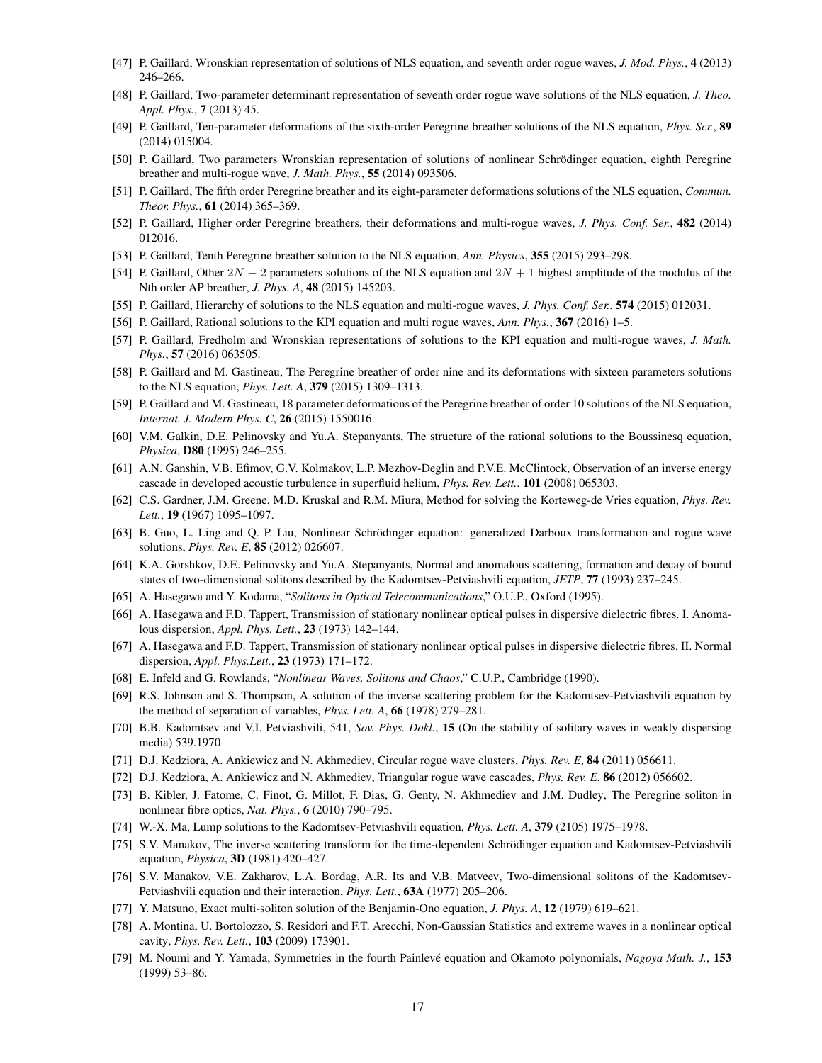[47] P. Gaillard, Wronskian representation of solutions of NLS equation, and seventh order rogue waves, *J. Mod. Phys.*, **4** (2013) 246–266.

[48] P. Gaillard, Two-parameter determinant representation of seventh order rogue wave solutions of the NLS equation, *J. Theo. Appl. Phys.*, **7** (2013) 45.

[49] P. Gaillard, Ten-parameter deformations of the sixth-order Peregrine breather solutions of the NLS equation, *Phys. Scr.*, **89** (2014) 015004.

[50] P. Gaillard, Two parameters Wronskian representation of solutions of nonlinear Schrödinger equation, eighth Peregrine breather and multi-rogue wave, *J. Math. Phys.*, **55** (2014) 093506.

[51] P. Gaillard, The fifth order Peregrine breather and its eight-parameter deformations solutions of the NLS equation, *Commun. Theor. Phys.*, **61** (2014) 365–369.

[52] P. Gaillard, Higher order Peregrine breathers, their deformations and multi-rogue waves, *J. Phys. Conf. Ser.*, **482** (2014) 012016.

[53] P. Gaillard, Tenth Peregrine breather solution to the NLS equation, *Ann. Physics*, **355** (2015) 293–298.

[54] P. Gaillard, Other $2N - 2$ parameters solutions of the NLS equation and $2N + 1$ highest amplitude of the modulus of the Nth order AP breather, *J. Phys. A*, **48** (2015) 145203.

[55] P. Gaillard, Hierarchy of solutions to the NLS equation and multi-rogue waves, *J. Phys. Conf. Ser.*, **574** (2015) 012031.

[56] P. Gaillard, Rational solutions to the KPI equation and multi rogue waves, *Ann. Phys.*, **367** (2016) 1–5.

[57] P. Gaillard, Fredholm and Wronskian representations of solutions to the KPI equation and multi-rogue waves, *J. Math. Phys.*, **57** (2016) 063505.

[58] P. Gaillard and M. Gastineau, The Peregrine breather of order nine and its deformations with sixteen parameters solutions to the NLS equation, *Phys. Lett. A*, **379** (2015) 1309–1313.

[59] P. Gaillard and M. Gastineau, 18 parameter deformations of the Peregrine breather of order 10 solutions of the NLS equation, *Internat. J. Modern Phys. C*, **26** (2015) 1550016.

[60] V.M. Galkin, D.E. Pelinovsky and Yu.A. Stepanyants, The structure of the rational solutions to the Boussinesq equation, *Physica*, **D80** (1995) 246–255.

[61] A.N. Ganshin, V.B. Efimov, G.V. Kolmakov, L.P. Mezhov-Deglin and P.V.E. McClintock, Observation of an inverse energy cascade in developed acoustic turbulence in superfluid helium, *Phys. Rev. Lett.*, **101** (2008) 065303.

[62] C.S. Gardner, J.M. Greene, M.D. Kruskal and R.M. Miura, Method for solving the Korteweg-de Vries equation, *Phys. Rev. Lett.*, **19** (1967) 1095–1097.

[63] B. Guo, L. Ling and Q. P. Liu, Nonlinear Schrödinger equation: generalized Darboux transformation and rogue wave solutions, *Phys. Rev. E*, **85** (2012) 026607.

[64] K.A. Gorshkov, D.E. Pelinovsky and Yu.A. Stepanyants, Normal and anomalous scattering, formation and decay of bound states of two-dimensional solitons described by the Kadomtsev-Petviashvili equation, *JETP*, **77** (1993) 237–245.

[65] A. Hasegawa and Y. Kodama, "*Solitons in Optical Telecommunications*," O.U.P., Oxford (1995).

[66] A. Hasegawa and F.D. Tappert, Transmission of stationary nonlinear optical pulses in dispersive dielectric fibres. I. Anomalous dispersion, *Appl. Phys. Lett.*, **23** (1973) 142–144.

[67] A. Hasegawa and F.D. Tappert, Transmission of stationary nonlinear optical pulses in dispersive dielectric fibres. II. Normal dispersion, *Appl. Phys.Lett.*, **23** (1973) 171–172.

[68] E. Infeld and G. Rowlands, "*Nonlinear Waves, Solitons and Chaos*," C.U.P., Cambridge (1990).

[69] R.S. Johnson and S. Thompson, A solution of the inverse scattering problem for the Kadomtsev-Petviashvili equation by the method of separation of variables, *Phys. Lett. A*, **66** (1978) 279–281.

[70] B.B. Kadomtsev and V.I. Petviashvili, 541, *Sov. Phys. Dokl.*, **15** (On the stability of solitary waves in weakly dispersing media) 539.1970

[71] D.J. Kedziora, A. Ankiewicz and N. Akhmediev, Circular rogue wave clusters, *Phys. Rev. E*, **84** (2011) 056611.

[72] D.J. Kedziora, A. Ankiewicz and N. Akhmediev, Triangular rogue wave cascades, *Phys. Rev. E*, **86** (2012) 056602.

[73] B. Kibler, J. Fatome, C. Finot, G. Millot, F. Dias, G. Genty, N. Akhmediev and J.M. Dudley, The Peregrine soliton in nonlinear fibre optics, *Nat. Phys.*, **6** (2010) 790–795.

[74] W.-X. Ma, Lump solutions to the Kadomtsev-Petviashvili equation, *Phys. Lett. A*, **379** (2105) 1975–1978.

[75] S.V. Manakov, The inverse scattering transform for the time-dependent Schrödinger equation and Kadomtsev-Petviashvili equation, *Physica*, **3D** (1981) 420–427.

[76] S.V. Manakov, V.E. Zakharov, L.A. Bordag, A.R. Its and V.B. Matveev, Two-dimensional solitons of the Kadomtsev-Petviashvili equation and their interaction, *Phys. Lett.*, **63A** (1977) 205–206.

[77] Y. Matsuno, Exact multi-soliton solution of the Benjamin-Ono equation, *J. Phys. A*, **12** (1979) 619–621.

[78] A. Montina, U. Bortolozzo, S. Residori and F.T. Arecchi, Non-Gaussian Statistics and extreme waves in a nonlinear optical cavity, *Phys. Rev. Lett.*, **103** (2009) 173901.

[79] M. Noumi and Y. Yamada, Symmetries in the fourth Painlevé equation and Okamoto polynomials, *Nagoya Math. J.*, **153** (1999) 53–86.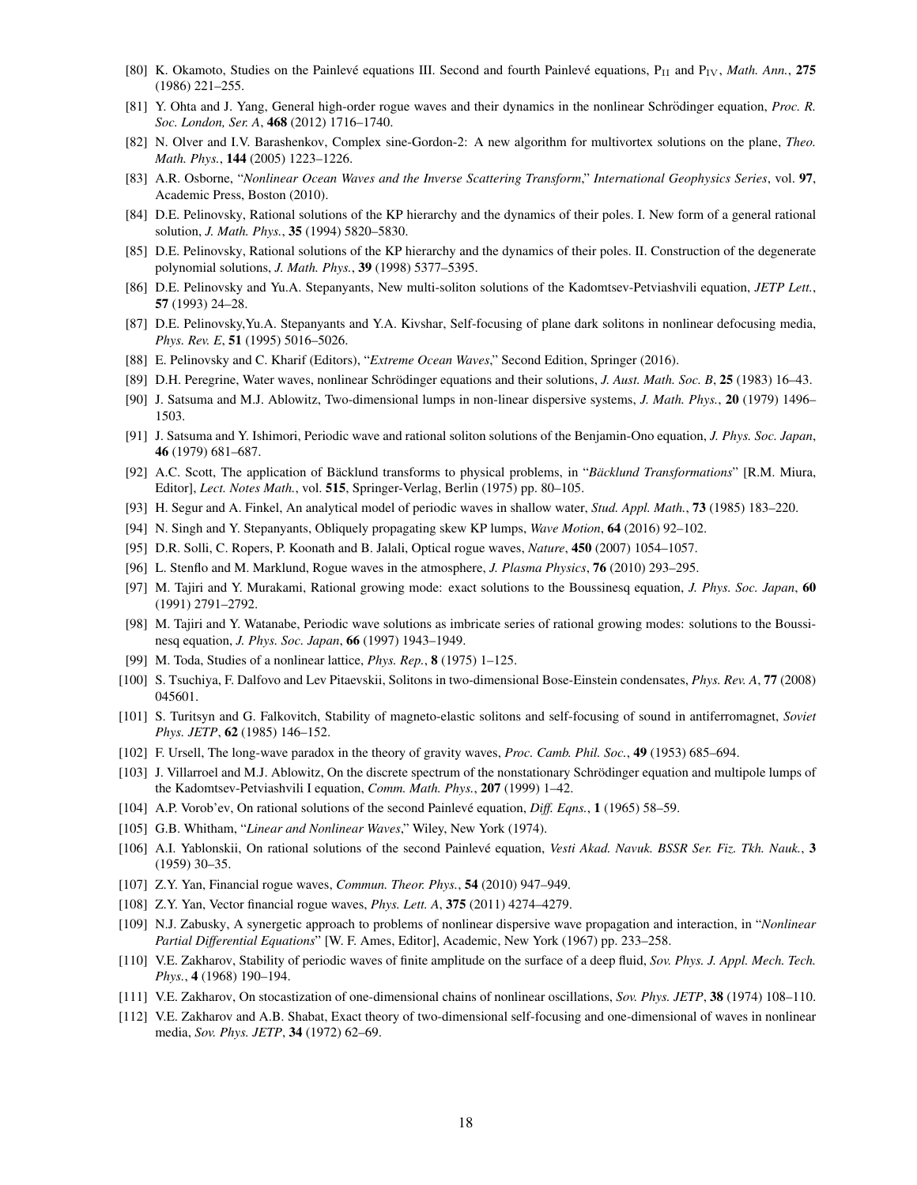[80] K. Okamoto, Studies on the Painlevé equations III. Second and fourth Painlevé equations, $P_{II}$ and $P_{IV}$, *Math. Ann.*, **275** (1986) 221–255.

[81] Y. Ohta and J. Yang, General high-order rogue waves and their dynamics in the nonlinear Schrödinger equation, *Proc. R. Soc. London, Ser. A*, **468** (2012) 1716–1740.

[82] N. Olver and I.V. Barashenkov, Complex sine-Gordon-2: A new algorithm for multivortex solutions on the plane, *Theo. Math. Phys.*, **144** (2005) 1223–1226.

[83] A.R. Osborne, "*Nonlinear Ocean Waves and the Inverse Scattering Transform*," *International Geophysics Series*, vol. **97**, Academic Press, Boston (2010).

[84] D.E. Pelinovsky, Rational solutions of the KP hierarchy and the dynamics of their poles. I. New form of a general rational solution, *J. Math. Phys.*, **35** (1994) 5820–5830.

[85] D.E. Pelinovsky, Rational solutions of the KP hierarchy and the dynamics of their poles. II. Construction of the degenerate polynomial solutions, *J. Math. Phys.*, **39** (1998) 5377–5395.

[86] D.E. Pelinovsky and Yu.A. Stepanyants, New multi-soliton solutions of the Kadomtsev-Petviashvili equation, *JETP Lett.*, **57** (1993) 24–28.

[87] D.E. Pelinovsky,Yu.A. Stepanyants and Y.A. Kivshar, Self-focusing of plane dark solitons in nonlinear defocusing media, *Phys. Rev. E*, **51** (1995) 5016–5026.

[88] E. Pelinovsky and C. Kharif (Editors), "*Extreme Ocean Waves*," Second Edition, Springer (2016).

[89] D.H. Peregrine, Water waves, nonlinear Schrödinger equations and their solutions, *J. Aust. Math. Soc. B*, **25** (1983) 16–43.

[90] J. Satsuma and M.J. Ablowitz, Two-dimensional lumps in non-linear dispersive systems, *J. Math. Phys.*, **20** (1979) 1496–1503.

[91] J. Satsuma and Y. Ishimori, Periodic wave and rational soliton solutions of the Benjamin-Ono equation, *J. Phys. Soc. Japan*, **46** (1979) 681–687.

[92] A.C. Scott, The application of Bäcklund transforms to physical problems, in "*Bäcklund Transformations*" [R.M. Miura, Editor], *Lect. Notes Math.*, vol. **515**, Springer-Verlag, Berlin (1975) pp. 80–105.

[93] H. Segur and A. Finkel, An analytical model of periodic waves in shallow water, *Stud. Appl. Math.*, **73** (1985) 183–220.

[94] N. Singh and Y. Stepanyants, Obliquely propagating skew KP lumps, *Wave Motion*, **64** (2016) 92–102.

[95] D.R. Solli, C. Ropers, P. Koonath and B. Jalali, Optical rogue waves, *Nature*, **450** (2007) 1054–1057.

[96] L. Stenflo and M. Marklund, Rogue waves in the atmosphere, *J. Plasma Physics*, **76** (2010) 293–295.

[97] M. Tajiri and Y. Murakami, Rational growing mode: exact solutions to the Boussinesq equation, *J. Phys. Soc. Japan*, **60** (1991) 2791–2792.

[98] M. Tajiri and Y. Watanabe, Periodic wave solutions as imbricate series of rational growing modes: solutions to the Boussinesq equation, *J. Phys. Soc. Japan*, **66** (1997) 1943–1949.

[99] M. Toda, Studies of a nonlinear lattice, *Phys. Rep.*, **8** (1975) 1–125.

[100] S. Tsuchiya, F. Dalfovo and Lev Pitaevskii, Solitons in two-dimensional Bose-Einstein condensates, *Phys. Rev. A*, **77** (2008) 045601.

[101] S. Turitsyn and G. Falkovitch, Stability of magneto-elastic solitons and self-focusing of sound in antiferromagnet, *Soviet Phys. JETP*, **62** (1985) 146–152.

[102] F. Ursell, The long-wave paradox in the theory of gravity waves, *Proc. Camb. Phil. Soc.*, **49** (1953) 685–694.

[103] J. Villarroel and M.J. Ablowitz, On the discrete spectrum of the nonstationary Schrödinger equation and multipole lumps of the Kadomtsev-Petviashvili I equation, *Comm. Math. Phys.*, **207** (1999) 1–42.

[104] A.P. Vorob'ev, On rational solutions of the second Painlevé equation, *Diff. Eqns.*, **1** (1965) 58–59.

[105] G.B. Whitham, "*Linear and Nonlinear Waves*," Wiley, New York (1974).

[106] A.I. Yablonskii, On rational solutions of the second Painlevé equation, *Vesti Akad. Navuk. BSSR Ser. Fiz. Tkh. Nauk.*, **3** (1959) 30–35.

[107] Z.Y. Yan, Financial rogue waves, *Commun. Theor. Phys.*, **54** (2010) 947–949.

[108] Z.Y. Yan, Vector financial rogue waves, *Phys. Lett. A*, **375** (2011) 4274–4279.

[109] N.J. Zabusky, A synergetic approach to problems of nonlinear dispersive wave propagation and interaction, in "*Nonlinear Partial Differential Equations*" [W. F. Ames, Editor], Academic, New York (1967) pp. 233–258.

[110] V.E. Zakharov, Stability of periodic waves of finite amplitude on the surface of a deep fluid, *Sov. Phys. J. Appl. Mech. Tech. Phys.*, **4** (1968) 190–194.

[111] V.E. Zakharov, On stocastization of one-dimensional chains of nonlinear oscillations, *Sov. Phys. JETP*, **38** (1974) 108–110.

[112] V.E. Zakharov and A.B. Shabat, Exact theory of two-dimensional self-focusing and one-dimensional of waves in nonlinear media, *Sov. Phys. JETP*, **34** (1972) 62–69.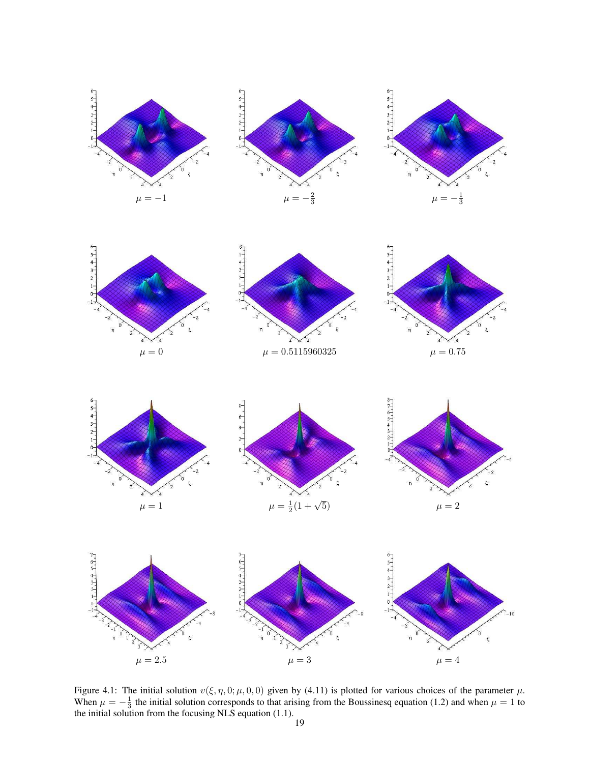$\mu = -1$

$\mu = -\frac{2}{3}$

$\mu = -\frac{1}{3}$

$\mu = 0$

$\mu = 0.5115960325$

$\mu = 0.75$

$\mu = 1$

$\mu = \frac{1}{2}(1 + \sqrt{5})$

$\mu = 2$

$\mu = 2.5$

$\mu = 3$

$\mu = 4$

Figure 4.1: The initial solution $v(\xi, \eta, 0; \mu, 0, 0)$ given by (4.11) is plotted for various choices of the parameter $\mu$. When $\mu = -\frac{1}{3}$ the initial solution corresponds to that arising from the Boussinesq equation (1.2) and when $\mu = 1$ to the initial solution from the focusing NLS equation (1.1).